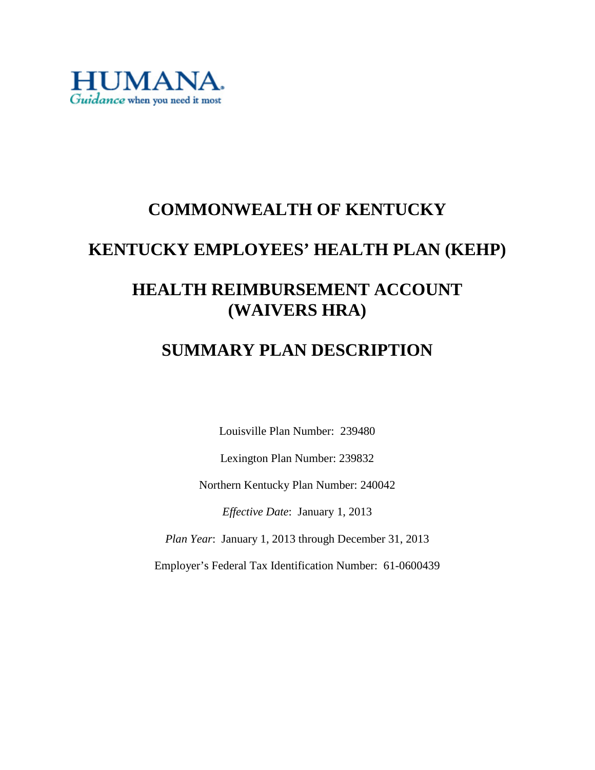HUMANA.
*Guidance* when you need it most

# COMMONWEALTH OF KENTUCKY

# KENTUCKY EMPLOYEES' HEALTH PLAN (KEHP)

# HEALTH REIMBURSEMENT ACCOUNT (WAIVERS HRA)

# SUMMARY PLAN DESCRIPTION

Louisville Plan Number: 239480

Lexington Plan Number: 239832

Northern Kentucky Plan Number: 240042

*Effective Date*: January 1, 2013

*Plan Year*: January 1, 2013 through December 31, 2013

Employer's Federal Tax Identification Number: 61-0600439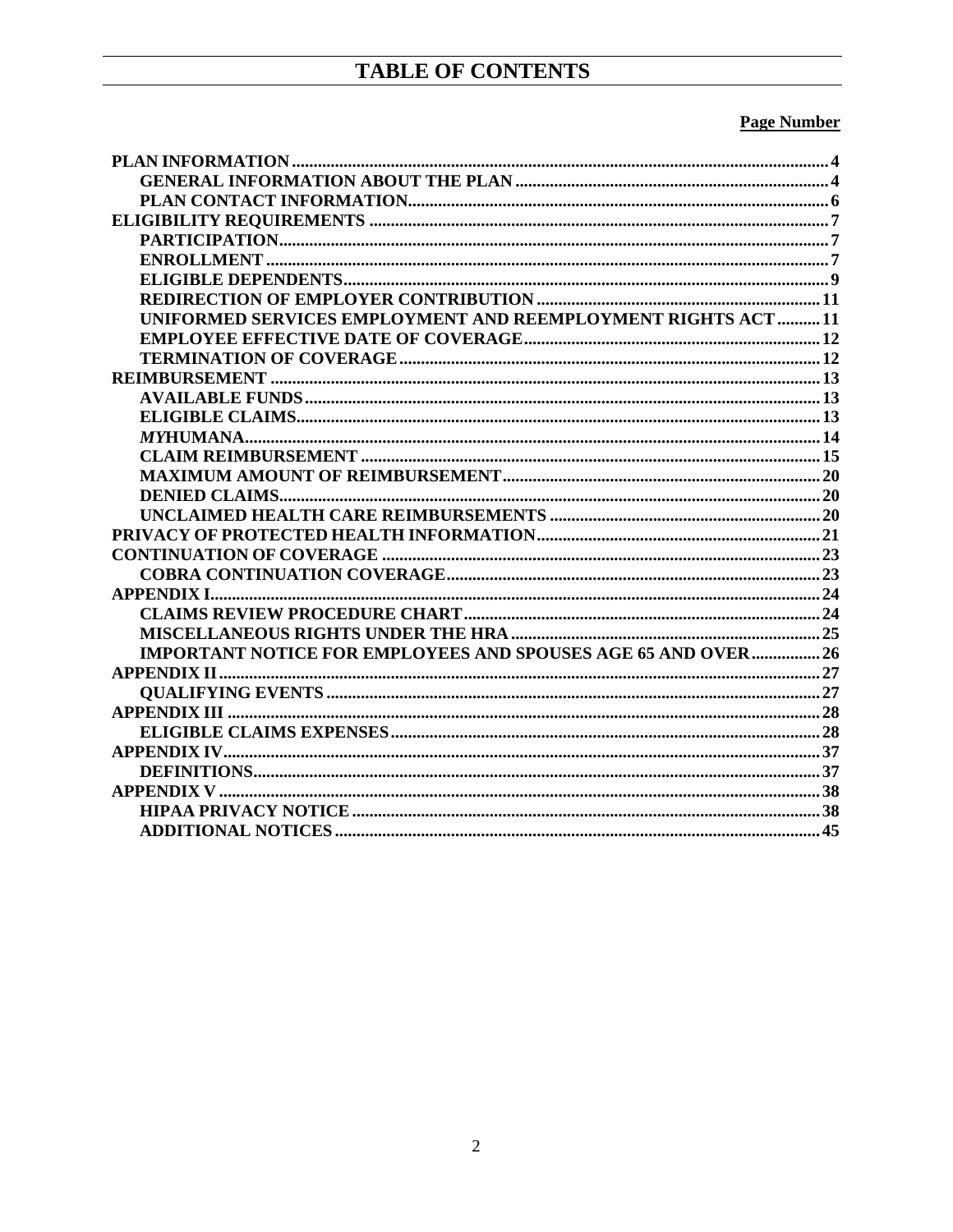# TABLE OF CONTENTS

| | Page Number |
|---|---|
| **PLAN INFORMATION** | **4** |
| **GENERAL INFORMATION ABOUT THE PLAN** | **4** |
| **PLAN CONTACT INFORMATION** | **6** |
| **ELIGIBILITY REQUIREMENTS** | **7** |
| **PARTICIPATION** | **7** |
| **ENROLLMENT** | **7** |
| **ELIGIBLE DEPENDENTS** | **9** |
| **REDIRECTION OF EMPLOYER CONTRIBUTION** | **11** |
| **UNIFORMED SERVICES EMPLOYMENT AND REEMPLOYMENT RIGHTS ACT** | **11** |
| **EMPLOYEE EFFECTIVE DATE OF COVERAGE** | **12** |
| **TERMINATION OF COVERAGE** | **12** |
| **REIMBURSEMENT** | **13** |
| **AVAILABLE FUNDS** | **13** |
| **ELIGIBLE CLAIMS** | **13** |
| ***MY*HUMANA** | **14** |
| **CLAIM REIMBURSEMENT** | **15** |
| **MAXIMUM AMOUNT OF REIMBURSEMENT** | **20** |
| **DENIED CLAIMS** | **20** |
| **UNCLAIMED HEALTH CARE REIMBURSEMENTS** | **20** |
| **PRIVACY OF PROTECTED HEALTH INFORMATION** | **21** |
| **CONTINUATION OF COVERAGE** | **23** |
| **COBRA CONTINUATION COVERAGE** | **23** |
| **APPENDIX I** | **24** |
| **CLAIMS REVIEW PROCEDURE CHART** | **24** |
| **MISCELLANEOUS RIGHTS UNDER THE HRA** | **25** |
| **IMPORTANT NOTICE FOR EMPLOYEES AND SPOUSES AGE 65 AND OVER** | **26** |
| **APPENDIX II** | **27** |
| **QUALIFYING EVENTS** | **27** |
| **APPENDIX III** | **28** |
| **ELIGIBLE CLAIMS EXPENSES** | **28** |
| **APPENDIX IV** | **37** |
| **DEFINITIONS** | **37** |
| **APPENDIX V** | **38** |
| **HIPAA PRIVACY NOTICE** | **38** |
| **ADDITIONAL NOTICES** | **45** |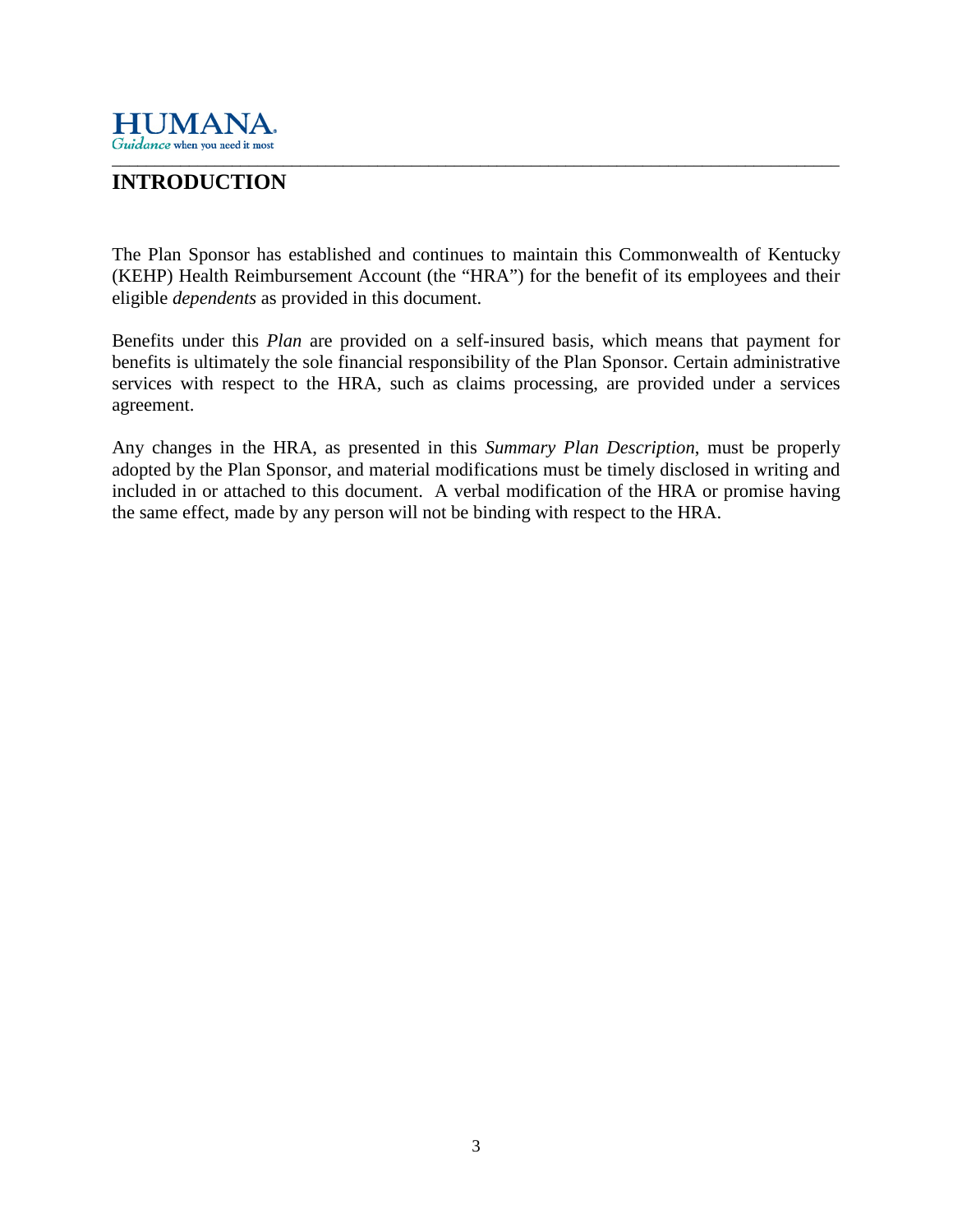# INTRODUCTION

The Plan Sponsor has established and continues to maintain this Commonwealth of Kentucky (KEHP) Health Reimbursement Account (the "HRA") for the benefit of its employees and their eligible *dependents* as provided in this document.

Benefits under this *Plan* are provided on a self-insured basis, which means that payment for benefits is ultimately the sole financial responsibility of the Plan Sponsor. Certain administrative services with respect to the HRA, such as claims processing, are provided under a services agreement.

Any changes in the HRA, as presented in this *Summary Plan Description*, must be properly adopted by the Plan Sponsor, and material modifications must be timely disclosed in writing and included in or attached to this document. A verbal modification of the HRA or promise having the same effect, made by any person will not be binding with respect to the HRA.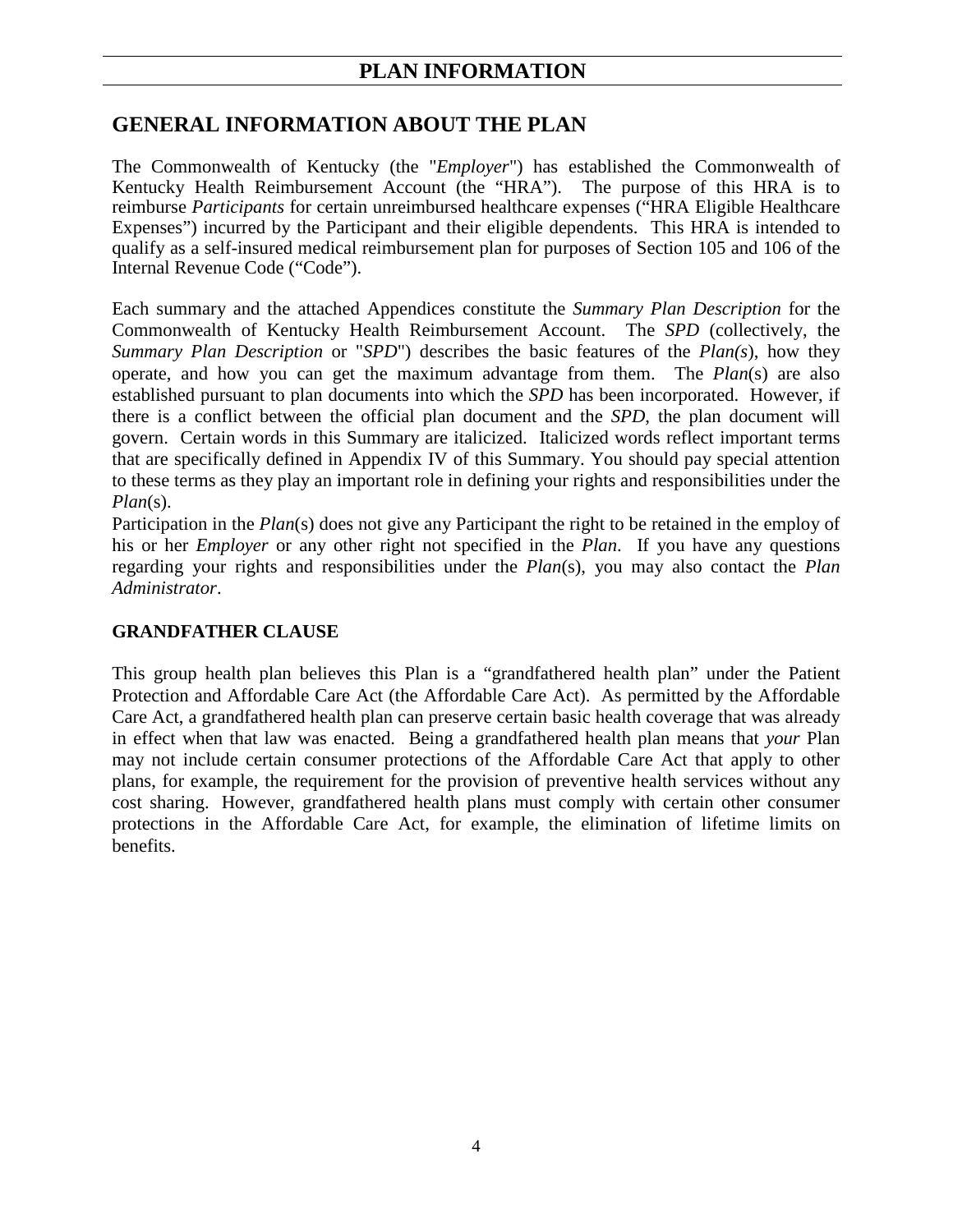# PLAN INFORMATION

## GENERAL INFORMATION ABOUT THE PLAN

The Commonwealth of Kentucky (the "*Employer*") has established the Commonwealth of Kentucky Health Reimbursement Account (the "HRA"). The purpose of this HRA is to reimburse *Participants* for certain unreimbursed healthcare expenses ("HRA Eligible Healthcare Expenses") incurred by the Participant and their eligible dependents. This HRA is intended to qualify as a self-insured medical reimbursement plan for purposes of Section 105 and 106 of the Internal Revenue Code ("Code").

Each summary and the attached Appendices constitute the *Summary Plan Description* for the Commonwealth of Kentucky Health Reimbursement Account. The *SPD* (collectively, the *Summary Plan Description* or "*SPD*") describes the basic features of the *Plan(s*), how they operate, and how you can get the maximum advantage from them. The *Plan*(s) are also established pursuant to plan documents into which the *SPD* has been incorporated. However, if there is a conflict between the official plan document and the *SPD*, the plan document will govern. Certain words in this Summary are italicized. Italicized words reflect important terms that are specifically defined in Appendix IV of this Summary. You should pay special attention to these terms as they play an important role in defining your rights and responsibilities under the *Plan*(s).

Participation in the *Plan*(s) does not give any Participant the right to be retained in the employ of his or her *Employer* or any other right not specified in the *Plan*. If you have any questions regarding your rights and responsibilities under the *Plan*(s), you may also contact the *Plan Administrator*.

### GRANDFATHER CLAUSE

This group health plan believes this Plan is a "grandfathered health plan" under the Patient Protection and Affordable Care Act (the Affordable Care Act). As permitted by the Affordable Care Act, a grandfathered health plan can preserve certain basic health coverage that was already in effect when that law was enacted. Being a grandfathered health plan means that *your* Plan may not include certain consumer protections of the Affordable Care Act that apply to other plans, for example, the requirement for the provision of preventive health services without any cost sharing. However, grandfathered health plans must comply with certain other consumer protections in the Affordable Care Act, for example, the elimination of lifetime limits on benefits.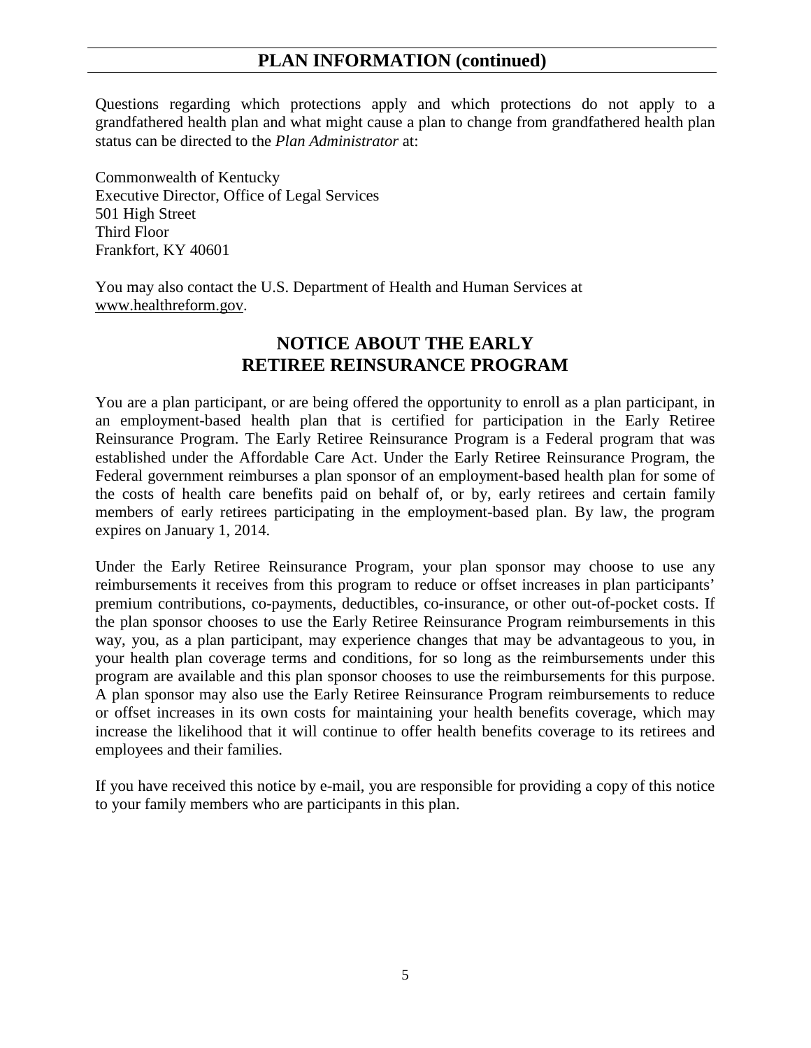## PLAN INFORMATION (continued)

Questions regarding which protections apply and which protections do not apply to a grandfathered health plan and what might cause a plan to change from grandfathered health plan status can be directed to the *Plan Administrator* at:

Commonwealth of Kentucky
Executive Director, Office of Legal Services
501 High Street
Third Floor
Frankfort, KY 40601

You may also contact the U.S. Department of Health and Human Services at www.healthreform.gov.

## NOTICE ABOUT THE EARLY RETIREE REINSURANCE PROGRAM

You are a plan participant, or are being offered the opportunity to enroll as a plan participant, in an employment-based health plan that is certified for participation in the Early Retiree Reinsurance Program. The Early Retiree Reinsurance Program is a Federal program that was established under the Affordable Care Act. Under the Early Retiree Reinsurance Program, the Federal government reimburses a plan sponsor of an employment-based health plan for some of the costs of health care benefits paid on behalf of, or by, early retirees and certain family members of early retirees participating in the employment-based plan. By law, the program expires on January 1, 2014.

Under the Early Retiree Reinsurance Program, your plan sponsor may choose to use any reimbursements it receives from this program to reduce or offset increases in plan participants' premium contributions, co-payments, deductibles, co-insurance, or other out-of-pocket costs. If the plan sponsor chooses to use the Early Retiree Reinsurance Program reimbursements in this way, you, as a plan participant, may experience changes that may be advantageous to you, in your health plan coverage terms and conditions, for so long as the reimbursements under this program are available and this plan sponsor chooses to use the reimbursements for this purpose. A plan sponsor may also use the Early Retiree Reinsurance Program reimbursements to reduce or offset increases in its own costs for maintaining your health benefits coverage, which may increase the likelihood that it will continue to offer health benefits coverage to its retirees and employees and their families.

If you have received this notice by e-mail, you are responsible for providing a copy of this notice to your family members who are participants in this plan.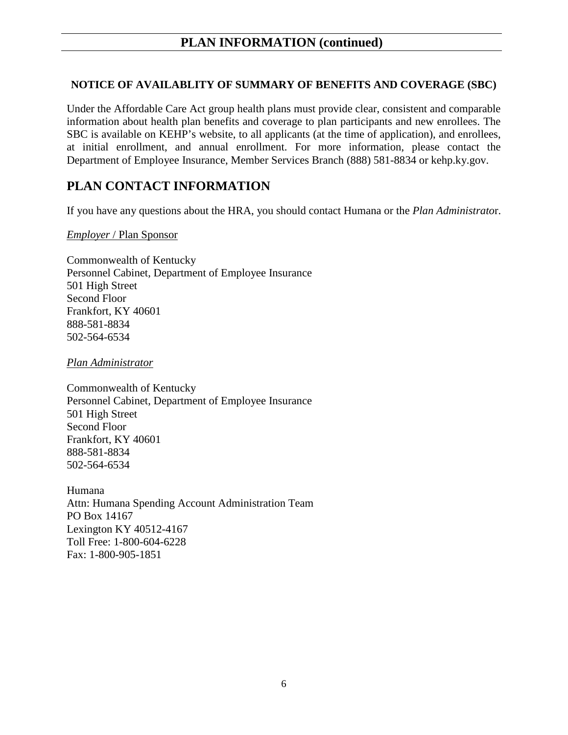## PLAN INFORMATION (continued)

**NOTICE OF AVAILABLITY OF SUMMARY OF BENEFITS AND COVERAGE (SBC)**

Under the Affordable Care Act group health plans must provide clear, consistent and comparable information about health plan benefits and coverage to plan participants and new enrollees. The SBC is available on KEHP's website, to all applicants (at the time of application), and enrollees, at initial enrollment, and annual enrollment. For more information, please contact the Department of Employee Insurance, Member Services Branch (888) 581-8834 or kehp.ky.gov.

## PLAN CONTACT INFORMATION

If you have any questions about the HRA, you should contact Humana or the *Plan Administrator*.

*Employer* / Plan Sponsor

Commonwealth of Kentucky
Personnel Cabinet, Department of Employee Insurance
501 High Street
Second Floor
Frankfort, KY 40601
888-581-8834
502-564-6534

*Plan Administrator*

Commonwealth of Kentucky
Personnel Cabinet, Department of Employee Insurance
501 High Street
Second Floor
Frankfort, KY 40601
888-581-8834
502-564-6534

Humana
Attn: Humana Spending Account Administration Team
PO Box 14167
Lexington KY 40512-4167
Toll Free: 1-800-604-6228
Fax: 1-800-905-1851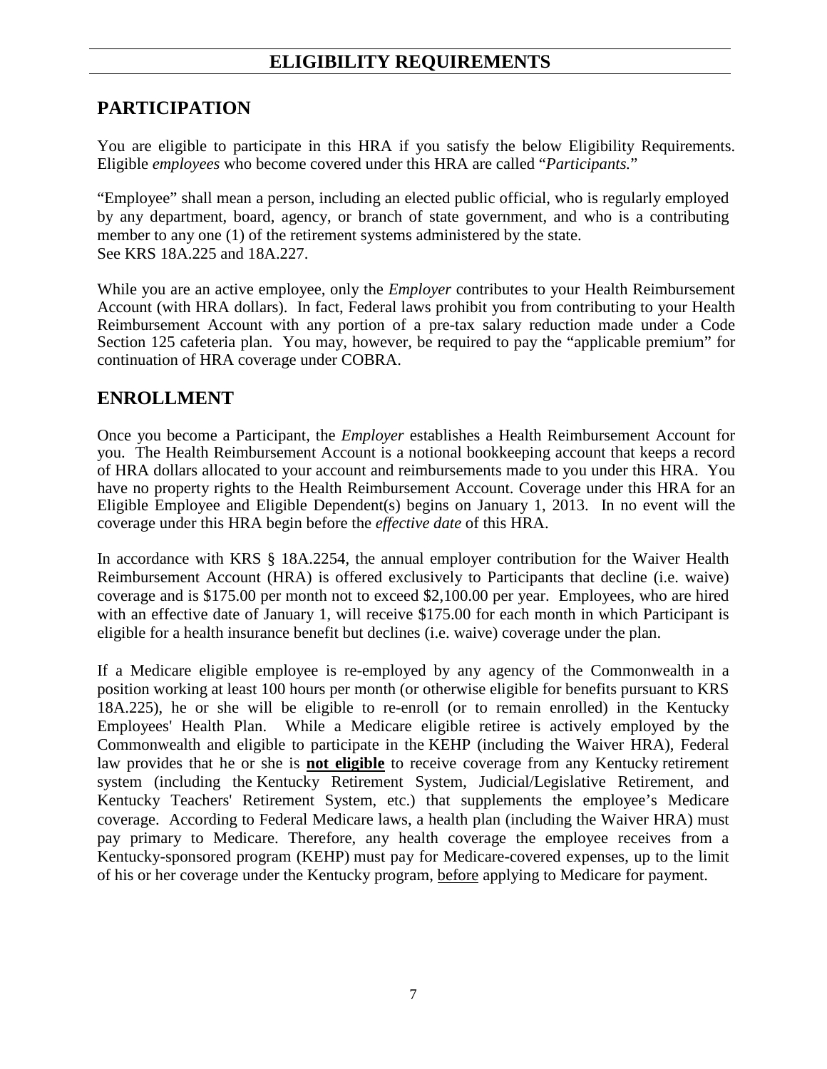# ELIGIBILITY REQUIREMENTS

## PARTICIPATION

You are eligible to participate in this HRA if you satisfy the below Eligibility Requirements. Eligible *employees* who become covered under this HRA are called "*Participants.*"

"Employee" shall mean a person, including an elected public official, who is regularly employed by any department, board, agency, or branch of state government, and who is a contributing member to any one (1) of the retirement systems administered by the state. See KRS 18A.225 and 18A.227.

While you are an active employee, only the *Employer* contributes to your Health Reimbursement Account (with HRA dollars). In fact, Federal laws prohibit you from contributing to your Health Reimbursement Account with any portion of a pre-tax salary reduction made under a Code Section 125 cafeteria plan. You may, however, be required to pay the "applicable premium" for continuation of HRA coverage under COBRA.

## ENROLLMENT

Once you become a Participant, the *Employer* establishes a Health Reimbursement Account for you. The Health Reimbursement Account is a notional bookkeeping account that keeps a record of HRA dollars allocated to your account and reimbursements made to you under this HRA. You have no property rights to the Health Reimbursement Account. Coverage under this HRA for an Eligible Employee and Eligible Dependent(s) begins on January 1, 2013. In no event will the coverage under this HRA begin before the *effective date* of this HRA.

In accordance with KRS § 18A.2254, the annual employer contribution for the Waiver Health Reimbursement Account (HRA) is offered exclusively to Participants that decline (i.e. waive) coverage and is $175.00 per month not to exceed $2,100.00 per year. Employees, who are hired with an effective date of January 1, will receive $175.00 for each month in which Participant is eligible for a health insurance benefit but declines (i.e. waive) coverage under the plan.

If a Medicare eligible employee is re-employed by any agency of the Commonwealth in a position working at least 100 hours per month (or otherwise eligible for benefits pursuant to KRS 18A.225), he or she will be eligible to re-enroll (or to remain enrolled) in the Kentucky Employees' Health Plan. While a Medicare eligible retiree is actively employed by the Commonwealth and eligible to participate in the KEHP (including the Waiver HRA), Federal law provides that he or she is **not eligible** to receive coverage from any Kentucky retirement system (including the Kentucky Retirement System, Judicial/Legislative Retirement, and Kentucky Teachers' Retirement System, etc.) that supplements the employee's Medicare coverage. According to Federal Medicare laws, a health plan (including the Waiver HRA) must pay primary to Medicare. Therefore, any health coverage the employee receives from a Kentucky-sponsored program (KEHP) must pay for Medicare-covered expenses, up to the limit of his or her coverage under the Kentucky program, before applying to Medicare for payment.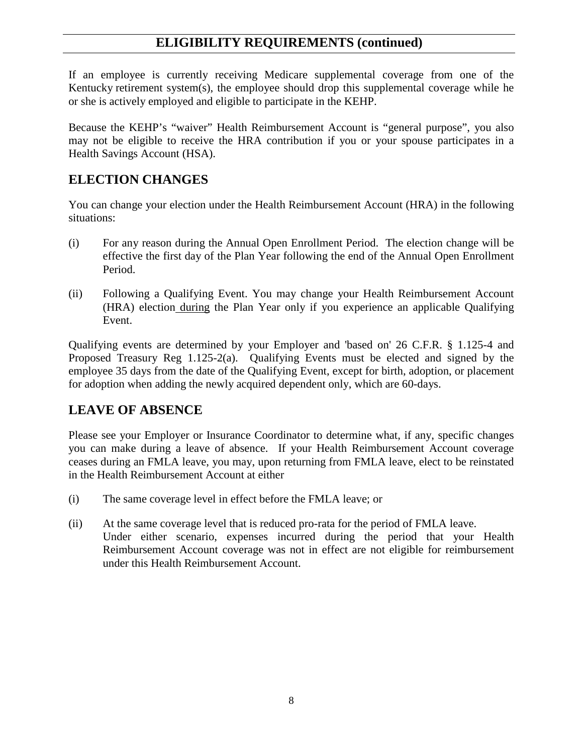## ELIGIBILITY REQUIREMENTS (continued)

If an employee is currently receiving Medicare supplemental coverage from one of the Kentucky retirement system(s), the employee should drop this supplemental coverage while he or she is actively employed and eligible to participate in the KEHP.

Because the KEHP's "waiver" Health Reimbursement Account is "general purpose", you also may not be eligible to receive the HRA contribution if you or your spouse participates in a Health Savings Account (HSA).

## ELECTION CHANGES

You can change your election under the Health Reimbursement Account (HRA) in the following situations:

(i) For any reason during the Annual Open Enrollment Period. The election change will be effective the first day of the Plan Year following the end of the Annual Open Enrollment Period.

(ii) Following a Qualifying Event. You may change your Health Reimbursement Account (HRA) election during the Plan Year only if you experience an applicable Qualifying Event.

Qualifying events are determined by your Employer and 'based on' 26 C.F.R. § 1.125-4 and Proposed Treasury Reg 1.125-2(a). Qualifying Events must be elected and signed by the employee 35 days from the date of the Qualifying Event, except for birth, adoption, or placement for adoption when adding the newly acquired dependent only, which are 60-days.

## LEAVE OF ABSENCE

Please see your Employer or Insurance Coordinator to determine what, if any, specific changes you can make during a leave of absence. If your Health Reimbursement Account coverage ceases during an FMLA leave, you may, upon returning from FMLA leave, elect to be reinstated in the Health Reimbursement Account at either

(i) The same coverage level in effect before the FMLA leave; or

(ii) At the same coverage level that is reduced pro-rata for the period of FMLA leave.
Under either scenario, expenses incurred during the period that your Health Reimbursement Account coverage was not in effect are not eligible for reimbursement under this Health Reimbursement Account.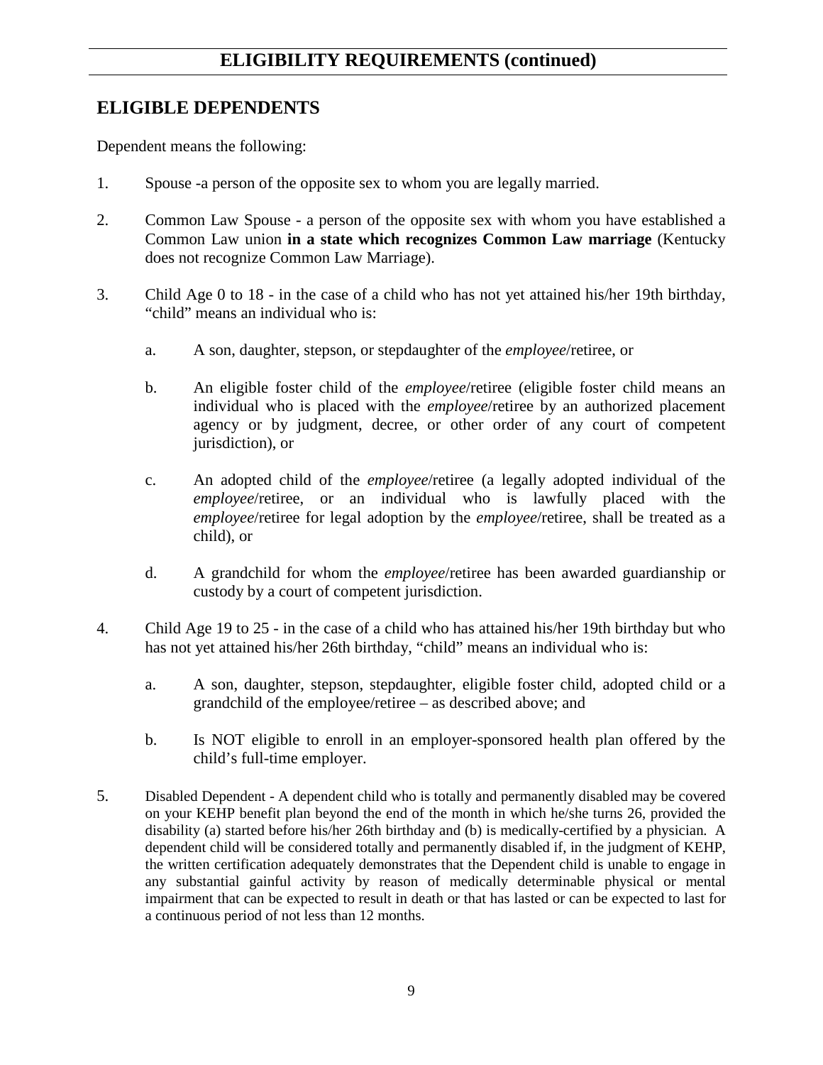## ELIGIBILITY REQUIREMENTS (continued)

## ELIGIBLE DEPENDENTS

Dependent means the following:

1. Spouse -a person of the opposite sex to whom you are legally married.

2. Common Law Spouse - a person of the opposite sex with whom you have established a Common Law union **in a state which recognizes Common Law marriage** (Kentucky does not recognize Common Law Marriage).

3. Child Age 0 to 18 - in the case of a child who has not yet attained his/her 19th birthday, "child" means an individual who is:

   a. A son, daughter, stepson, or stepdaughter of the *employee*/retiree, or

   b. An eligible foster child of the *employee*/retiree (eligible foster child means an individual who is placed with the *employee*/retiree by an authorized placement agency or by judgment, decree, or other order of any court of competent jurisdiction), or

   c. An adopted child of the *employee*/retiree (a legally adopted individual of the *employee*/retiree, or an individual who is lawfully placed with the *employee*/retiree for legal adoption by the *employee*/retiree, shall be treated as a child), or

   d. A grandchild for whom the *employee*/retiree has been awarded guardianship or custody by a court of competent jurisdiction.

4. Child Age 19 to 25 - in the case of a child who has attained his/her 19th birthday but who has not yet attained his/her 26th birthday, "child" means an individual who is:

   a. A son, daughter, stepson, stepdaughter, eligible foster child, adopted child or a grandchild of the employee/retiree – as described above; and

   b. Is NOT eligible to enroll in an employer-sponsored health plan offered by the child's full-time employer.

5. Disabled Dependent - A dependent child who is totally and permanently disabled may be covered on your KEHP benefit plan beyond the end of the month in which he/she turns 26, provided the disability (a) started before his/her 26th birthday and (b) is medically-certified by a physician. A dependent child will be considered totally and permanently disabled if, in the judgment of KEHP, the written certification adequately demonstrates that the Dependent child is unable to engage in any substantial gainful activity by reason of medically determinable physical or mental impairment that can be expected to result in death or that has lasted or can be expected to last for a continuous period of not less than 12 months.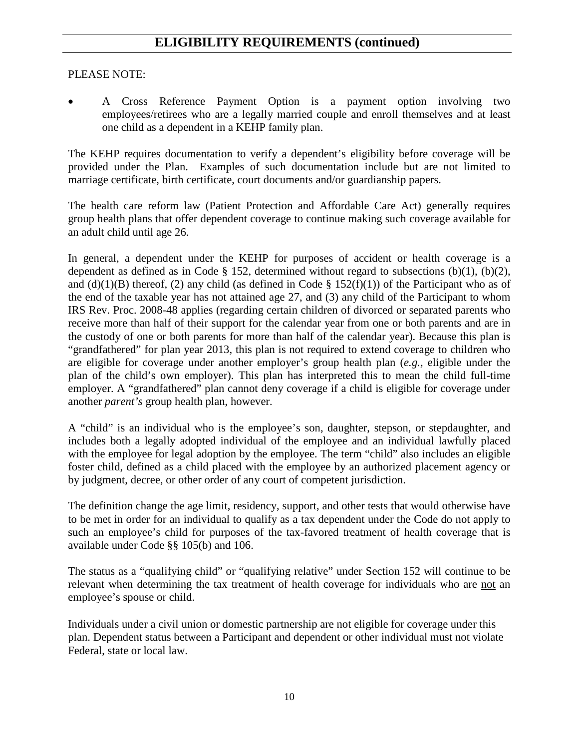## ELIGIBILITY REQUIREMENTS (continued)

PLEASE NOTE:

- A Cross Reference Payment Option is a payment option involving two employees/retirees who are a legally married couple and enroll themselves and at least one child as a dependent in a KEHP family plan.

The KEHP requires documentation to verify a dependent's eligibility before coverage will be provided under the Plan. Examples of such documentation include but are not limited to marriage certificate, birth certificate, court documents and/or guardianship papers.

The health care reform law (Patient Protection and Affordable Care Act) generally requires group health plans that offer dependent coverage to continue making such coverage available for an adult child until age 26.

In general, a dependent under the KEHP for purposes of accident or health coverage is a dependent as defined as in Code § 152, determined without regard to subsections (b)(1), (b)(2), and (d)(1)(B) thereof, (2) any child (as defined in Code § 152(f)(1)) of the Participant who as of the end of the taxable year has not attained age 27, and (3) any child of the Participant to whom IRS Rev. Proc. 2008-48 applies (regarding certain children of divorced or separated parents who receive more than half of their support for the calendar year from one or both parents and are in the custody of one or both parents for more than half of the calendar year). Because this plan is "grandfathered" for plan year 2013, this plan is not required to extend coverage to children who are eligible for coverage under another employer's group health plan (*e.g.,* eligible under the plan of the child's own employer). This plan has interpreted this to mean the child full-time employer. A "grandfathered" plan cannot deny coverage if a child is eligible for coverage under another *parent's* group health plan, however.

A "child" is an individual who is the employee's son, daughter, stepson, or stepdaughter, and includes both a legally adopted individual of the employee and an individual lawfully placed with the employee for legal adoption by the employee. The term "child" also includes an eligible foster child, defined as a child placed with the employee by an authorized placement agency or by judgment, decree, or other order of any court of competent jurisdiction.

The definition change the age limit, residency, support, and other tests that would otherwise have to be met in order for an individual to qualify as a tax dependent under the Code do not apply to such an employee's child for purposes of the tax-favored treatment of health coverage that is available under Code §§ 105(b) and 106.

The status as a "qualifying child" or "qualifying relative" under Section 152 will continue to be relevant when determining the tax treatment of health coverage for individuals who are <u>not</u> an employee's spouse or child.

Individuals under a civil union or domestic partnership are not eligible for coverage under this plan. Dependent status between a Participant and dependent or other individual must not violate Federal, state or local law.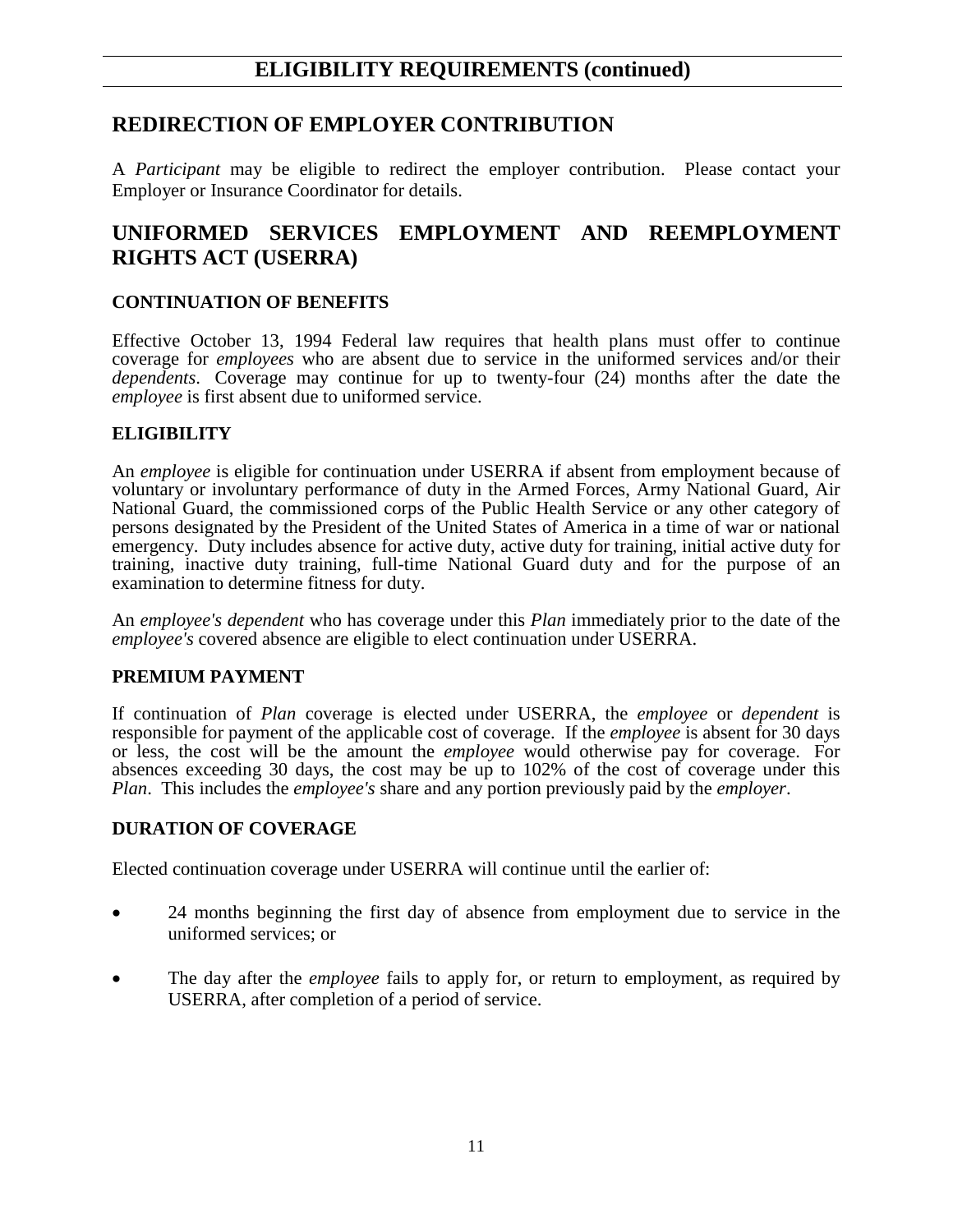## ELIGIBILITY REQUIREMENTS (continued)

## REDIRECTION OF EMPLOYER CONTRIBUTION

A *Participant* may be eligible to redirect the employer contribution. Please contact your Employer or Insurance Coordinator for details.

## UNIFORMED SERVICES EMPLOYMENT AND REEMPLOYMENT RIGHTS ACT (USERRA)

### CONTINUATION OF BENEFITS

Effective October 13, 1994 Federal law requires that health plans must offer to continue coverage for *employees* who are absent due to service in the uniformed services and/or their *dependents*. Coverage may continue for up to twenty-four (24) months after the date the *employee* is first absent due to uniformed service.

### ELIGIBILITY

An *employee* is eligible for continuation under USERRA if absent from employment because of voluntary or involuntary performance of duty in the Armed Forces, Army National Guard, Air National Guard, the commissioned corps of the Public Health Service or any other category of persons designated by the President of the United States of America in a time of war or national emergency. Duty includes absence for active duty, active duty for training, initial active duty for training, inactive duty training, full-time National Guard duty and for the purpose of an examination to determine fitness for duty.

An *employee's dependent* who has coverage under this *Plan* immediately prior to the date of the *employee's* covered absence are eligible to elect continuation under USERRA.

### PREMIUM PAYMENT

If continuation of *Plan* coverage is elected under USERRA, the *employee* or *dependent* is responsible for payment of the applicable cost of coverage. If the *employee* is absent for 30 days or less, the cost will be the amount the *employee* would otherwise pay for coverage. For absences exceeding 30 days, the cost may be up to 102% of the cost of coverage under this *Plan*. This includes the *employee's* share and any portion previously paid by the *employer*.

### DURATION OF COVERAGE

Elected continuation coverage under USERRA will continue until the earlier of:

- 24 months beginning the first day of absence from employment due to service in the uniformed services; or
- The day after the *employee* fails to apply for, or return to employment, as required by USERRA, after completion of a period of service.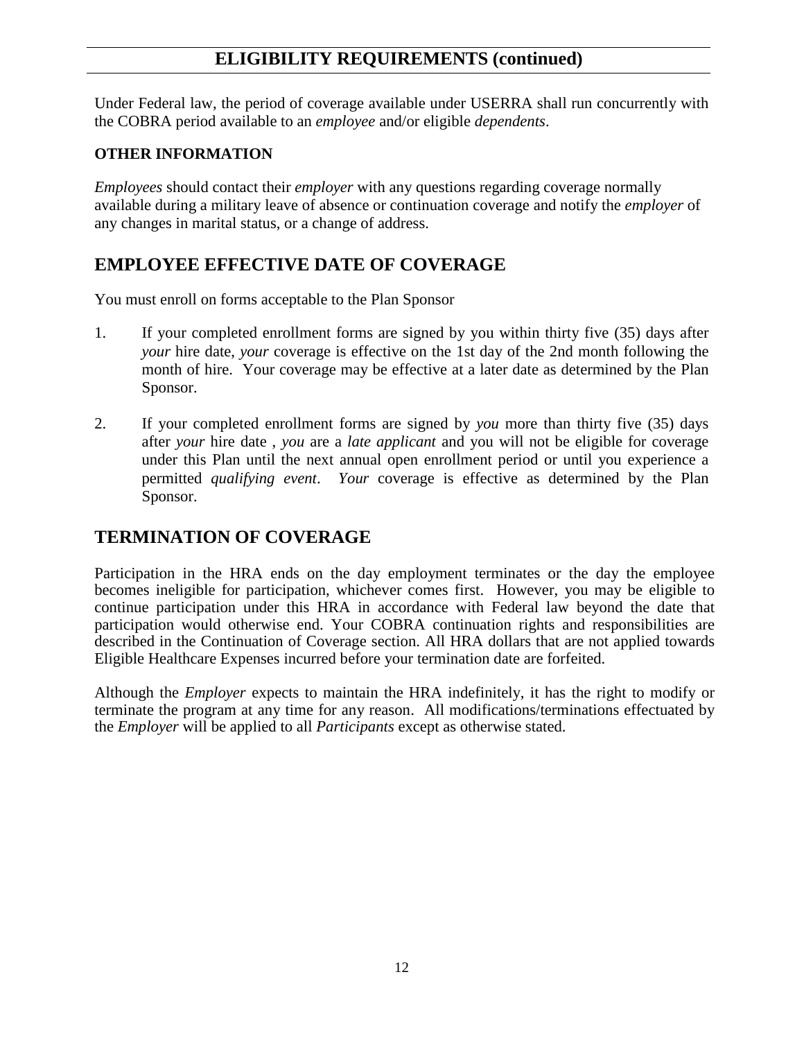## ELIGIBILITY REQUIREMENTS (continued)

Under Federal law, the period of coverage available under USERRA shall run concurrently with the COBRA period available to an *employee* and/or eligible *dependents*.

**OTHER INFORMATION**

*Employees* should contact their *employer* with any questions regarding coverage normally available during a military leave of absence or continuation coverage and notify the *employer* of any changes in marital status, or a change of address.

## EMPLOYEE EFFECTIVE DATE OF COVERAGE

You must enroll on forms acceptable to the Plan Sponsor

1. If your completed enrollment forms are signed by you within thirty five (35) days after *your* hire date, *your* coverage is effective on the 1st day of the 2nd month following the month of hire. Your coverage may be effective at a later date as determined by the Plan Sponsor.

2. If your completed enrollment forms are signed by *you* more than thirty five (35) days after *your* hire date , *you* are a *late applicant* and you will not be eligible for coverage under this Plan until the next annual open enrollment period or until you experience a permitted *qualifying event*. *Your* coverage is effective as determined by the Plan Sponsor.

## TERMINATION OF COVERAGE

Participation in the HRA ends on the day employment terminates or the day the employee becomes ineligible for participation, whichever comes first. However, you may be eligible to continue participation under this HRA in accordance with Federal law beyond the date that participation would otherwise end. Your COBRA continuation rights and responsibilities are described in the Continuation of Coverage section. All HRA dollars that are not applied towards Eligible Healthcare Expenses incurred before your termination date are forfeited.

Although the *Employer* expects to maintain the HRA indefinitely, it has the right to modify or terminate the program at any time for any reason. All modifications/terminations effectuated by the *Employer* will be applied to all *Participants* except as otherwise stated.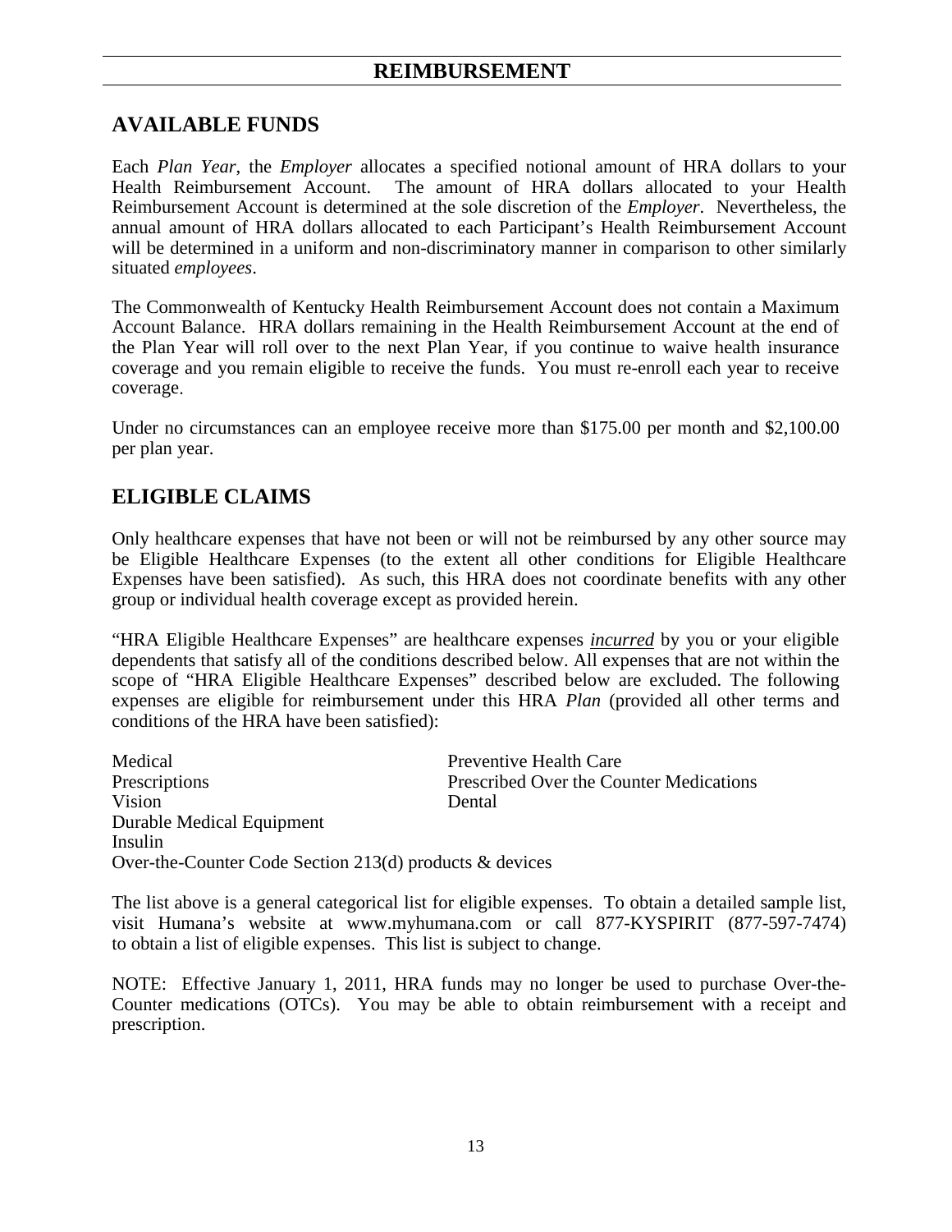# REIMBURSEMENT

## AVAILABLE FUNDS

Each *Plan Year*, the *Employer* allocates a specified notional amount of HRA dollars to your Health Reimbursement Account. The amount of HRA dollars allocated to your Health Reimbursement Account is determined at the sole discretion of the *Employer*. Nevertheless, the annual amount of HRA dollars allocated to each Participant's Health Reimbursement Account will be determined in a uniform and non-discriminatory manner in comparison to other similarly situated *employees*.

The Commonwealth of Kentucky Health Reimbursement Account does not contain a Maximum Account Balance. HRA dollars remaining in the Health Reimbursement Account at the end of the Plan Year will roll over to the next Plan Year, if you continue to waive health insurance coverage and you remain eligible to receive the funds. You must re-enroll each year to receive coverage.

Under no circumstances can an employee receive more than $175.00 per month and $2,100.00 per plan year.

## ELIGIBLE CLAIMS

Only healthcare expenses that have not been or will not be reimbursed by any other source may be Eligible Healthcare Expenses (to the extent all other conditions for Eligible Healthcare Expenses have been satisfied). As such, this HRA does not coordinate benefits with any other group or individual health coverage except as provided herein.

"HRA Eligible Healthcare Expenses" are healthcare expenses ***incurred*** by you or your eligible dependents that satisfy all of the conditions described below. All expenses that are not within the scope of "HRA Eligible Healthcare Expenses" described below are excluded. The following expenses are eligible for reimbursement under this HRA *Plan* (provided all other terms and conditions of the HRA have been satisfied):

Medical
Preventive Health Care
Prescriptions
Prescribed Over the Counter Medications
Vision
Dental
Durable Medical Equipment
Insulin
Over-the-Counter Code Section 213(d) products & devices

The list above is a general categorical list for eligible expenses. To obtain a detailed sample list, visit Humana's website at www.myhumana.com or call 877-KYSPIRIT (877-597-7474) to obtain a list of eligible expenses. This list is subject to change.

NOTE: Effective January 1, 2011, HRA funds may no longer be used to purchase Over-the-Counter medications (OTCs). You may be able to obtain reimbursement with a receipt and prescription.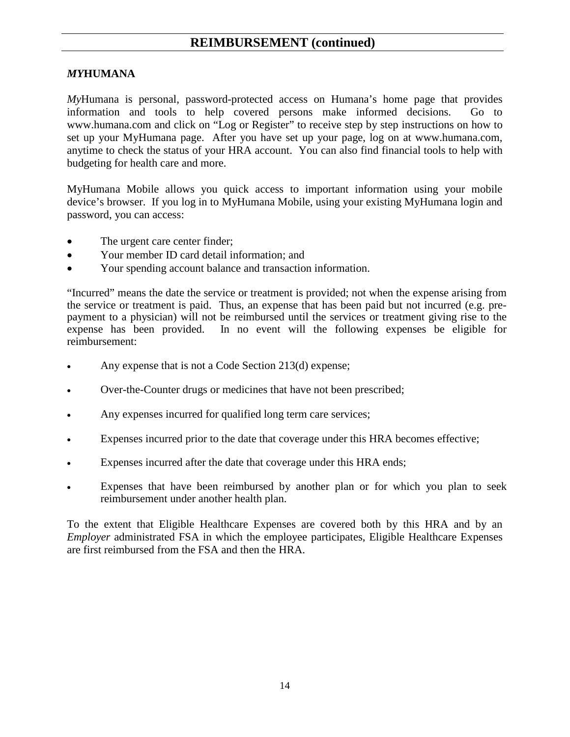## REIMBURSEMENT (continued)

### *MY*HUMANA

*My*Humana is personal, password-protected access on Humana's home page that provides information and tools to help covered persons make informed decisions. Go to www.humana.com and click on "Log or Register" to receive step by step instructions on how to set up your MyHumana page. After you have set up your page, log on at www.humana.com, anytime to check the status of your HRA account. You can also find financial tools to help with budgeting for health care and more.

MyHumana Mobile allows you quick access to important information using your mobile device's browser. If you log in to MyHumana Mobile, using your existing MyHumana login and password, you can access:

- The urgent care center finder;
- Your member ID card detail information; and
- Your spending account balance and transaction information.

"Incurred" means the date the service or treatment is provided; not when the expense arising from the service or treatment is paid. Thus, an expense that has been paid but not incurred (e.g. pre-payment to a physician) will not be reimbursed until the services or treatment giving rise to the expense has been provided. In no event will the following expenses be eligible for reimbursement:

- Any expense that is not a Code Section 213(d) expense;
- Over-the-Counter drugs or medicines that have not been prescribed;
- Any expenses incurred for qualified long term care services;
- Expenses incurred prior to the date that coverage under this HRA becomes effective;
- Expenses incurred after the date that coverage under this HRA ends;
- Expenses that have been reimbursed by another plan or for which you plan to seek reimbursement under another health plan.

To the extent that Eligible Healthcare Expenses are covered both by this HRA and by an *Employer* administrated FSA in which the employee participates, Eligible Healthcare Expenses are first reimbursed from the FSA and then the HRA.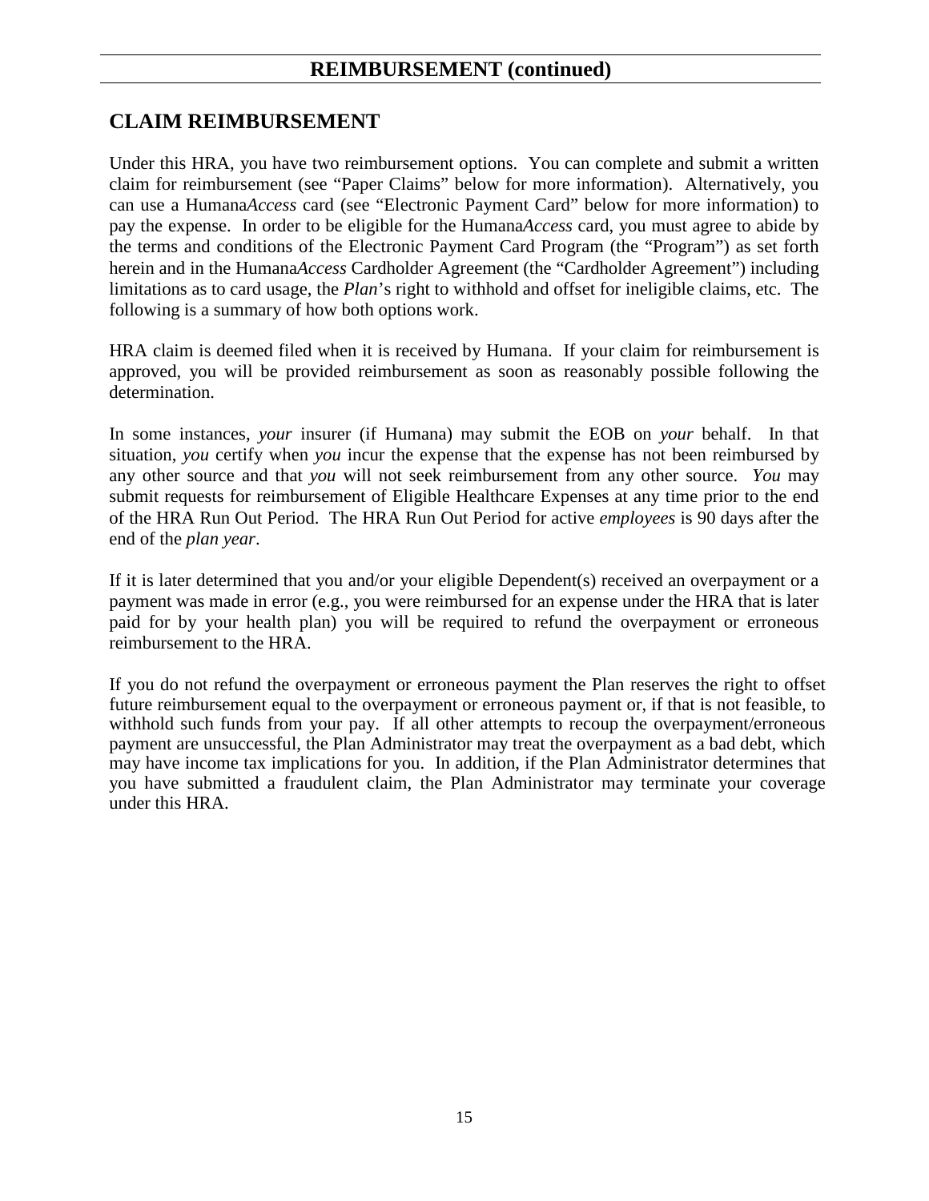## REIMBURSEMENT (continued)

## CLAIM REIMBURSEMENT

Under this HRA, you have two reimbursement options. You can complete and submit a written claim for reimbursement (see "Paper Claims" below for more information). Alternatively, you can use a Humana*Access* card (see "Electronic Payment Card" below for more information) to pay the expense. In order to be eligible for the Humana*Access* card, you must agree to abide by the terms and conditions of the Electronic Payment Card Program (the "Program") as set forth herein and in the Humana*Access* Cardholder Agreement (the "Cardholder Agreement") including limitations as to card usage, the *Plan*'s right to withhold and offset for ineligible claims, etc. The following is a summary of how both options work.

HRA claim is deemed filed when it is received by Humana. If your claim for reimbursement is approved, you will be provided reimbursement as soon as reasonably possible following the determination.

In some instances, *your* insurer (if Humana) may submit the EOB on *your* behalf. In that situation, *you* certify when *you* incur the expense that the expense has not been reimbursed by any other source and that *you* will not seek reimbursement from any other source. *You* may submit requests for reimbursement of Eligible Healthcare Expenses at any time prior to the end of the HRA Run Out Period. The HRA Run Out Period for active *employees* is 90 days after the end of the *plan year*.

If it is later determined that you and/or your eligible Dependent(s) received an overpayment or a payment was made in error (e.g., you were reimbursed for an expense under the HRA that is later paid for by your health plan) you will be required to refund the overpayment or erroneous reimbursement to the HRA.

If you do not refund the overpayment or erroneous payment the Plan reserves the right to offset future reimbursement equal to the overpayment or erroneous payment or, if that is not feasible, to withhold such funds from your pay. If all other attempts to recoup the overpayment/erroneous payment are unsuccessful, the Plan Administrator may treat the overpayment as a bad debt, which may have income tax implications for you. In addition, if the Plan Administrator determines that you have submitted a fraudulent claim, the Plan Administrator may terminate your coverage under this HRA.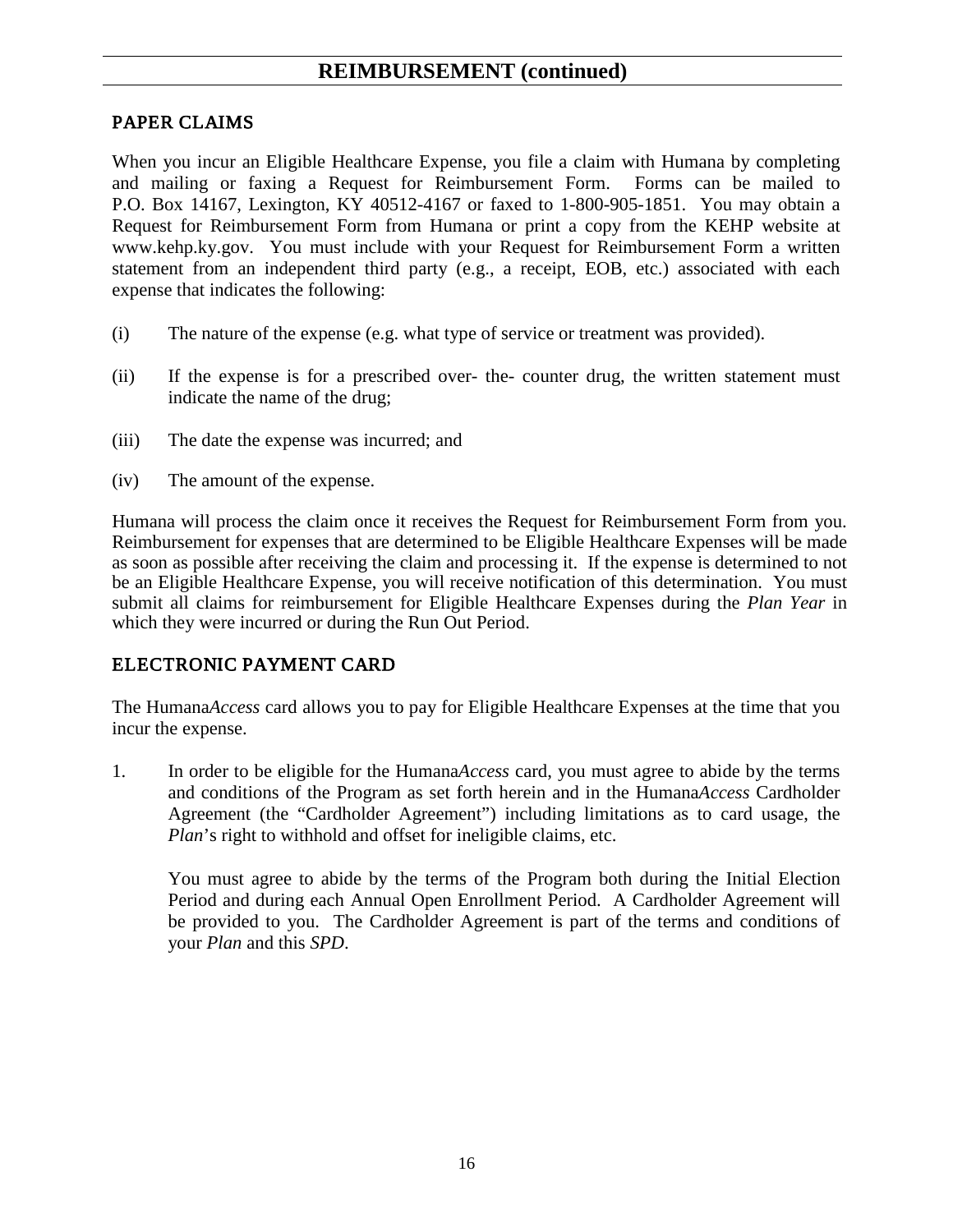## REIMBURSEMENT (continued)

### PAPER CLAIMS

When you incur an Eligible Healthcare Expense, you file a claim with Humana by completing and mailing or faxing a Request for Reimbursement Form. Forms can be mailed to P.O. Box 14167, Lexington, KY 40512-4167 or faxed to 1-800-905-1851. You may obtain a Request for Reimbursement Form from Humana or print a copy from the KEHP website at www.kehp.ky.gov. You must include with your Request for Reimbursement Form a written statement from an independent third party (e.g., a receipt, EOB, etc.) associated with each expense that indicates the following:

(i) The nature of the expense (e.g. what type of service or treatment was provided).

(ii) If the expense is for a prescribed over- the- counter drug, the written statement must indicate the name of the drug;

(iii) The date the expense was incurred; and

(iv) The amount of the expense.

Humana will process the claim once it receives the Request for Reimbursement Form from you. Reimbursement for expenses that are determined to be Eligible Healthcare Expenses will be made as soon as possible after receiving the claim and processing it. If the expense is determined to not be an Eligible Healthcare Expense, you will receive notification of this determination. You must submit all claims for reimbursement for Eligible Healthcare Expenses during the *Plan Year* in which they were incurred or during the Run Out Period.

### ELECTRONIC PAYMENT CARD

The Humana*Access* card allows you to pay for Eligible Healthcare Expenses at the time that you incur the expense.

1. In order to be eligible for the Humana*Access* card, you must agree to abide by the terms and conditions of the Program as set forth herein and in the Humana*Access* Cardholder Agreement (the "Cardholder Agreement") including limitations as to card usage, the *Plan*'s right to withhold and offset for ineligible claims, etc.

   You must agree to abide by the terms of the Program both during the Initial Election Period and during each Annual Open Enrollment Period. A Cardholder Agreement will be provided to you. The Cardholder Agreement is part of the terms and conditions of your *Plan* and this *SPD*.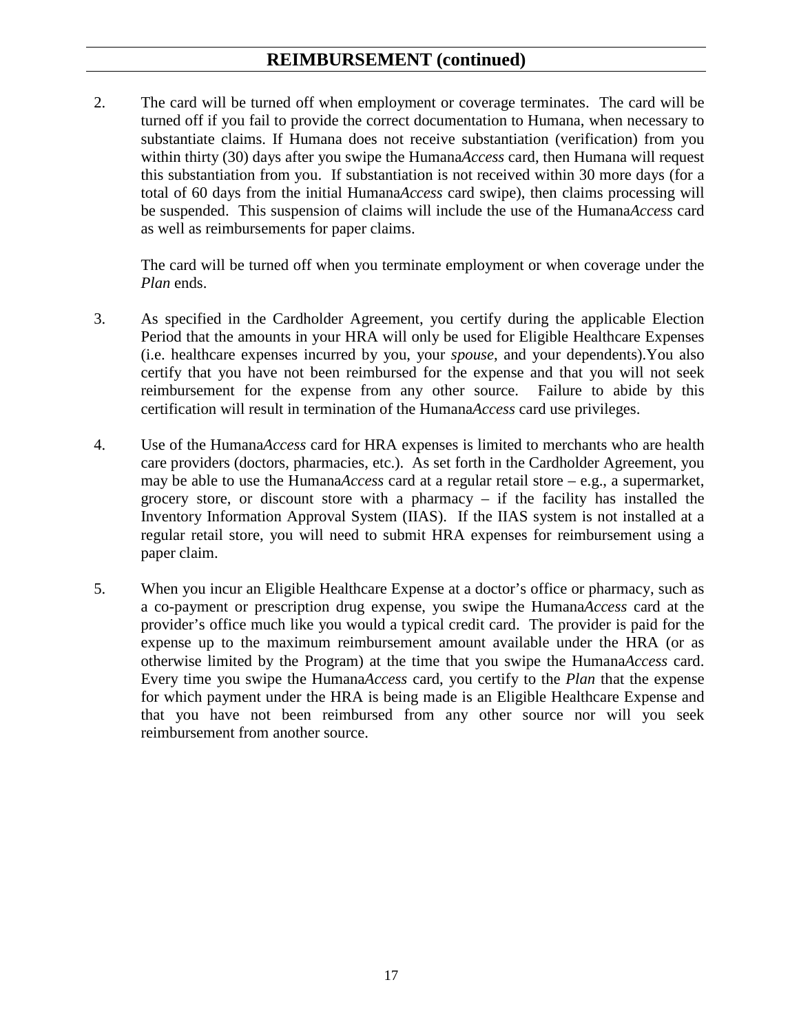## REIMBURSEMENT (continued)

2. The card will be turned off when employment or coverage terminates. The card will be turned off if you fail to provide the correct documentation to Humana, when necessary to substantiate claims. If Humana does not receive substantiation (verification) from you within thirty (30) days after you swipe the Humana*Access* card, then Humana will request this substantiation from you. If substantiation is not received within 30 more days (for a total of 60 days from the initial Humana*Access* card swipe), then claims processing will be suspended. This suspension of claims will include the use of the Humana*Access* card as well as reimbursements for paper claims.

   The card will be turned off when you terminate employment or when coverage under the *Plan* ends.

3. As specified in the Cardholder Agreement, you certify during the applicable Election Period that the amounts in your HRA will only be used for Eligible Healthcare Expenses (i.e. healthcare expenses incurred by you, your *spouse*, and your dependents).You also certify that you have not been reimbursed for the expense and that you will not seek reimbursement for the expense from any other source. Failure to abide by this certification will result in termination of the Humana*Access* card use privileges.

4. Use of the Humana*Access* card for HRA expenses is limited to merchants who are health care providers (doctors, pharmacies, etc.). As set forth in the Cardholder Agreement, you may be able to use the Humana*Access* card at a regular retail store – e.g., a supermarket, grocery store, or discount store with a pharmacy – if the facility has installed the Inventory Information Approval System (IIAS). If the IIAS system is not installed at a regular retail store, you will need to submit HRA expenses for reimbursement using a paper claim.

5. When you incur an Eligible Healthcare Expense at a doctor's office or pharmacy, such as a co-payment or prescription drug expense, you swipe the Humana*Access* card at the provider's office much like you would a typical credit card. The provider is paid for the expense up to the maximum reimbursement amount available under the HRA (or as otherwise limited by the Program) at the time that you swipe the Humana*Access* card. Every time you swipe the Humana*Access* card, you certify to the *Plan* that the expense for which payment under the HRA is being made is an Eligible Healthcare Expense and that you have not been reimbursed from any other source nor will you seek reimbursement from another source.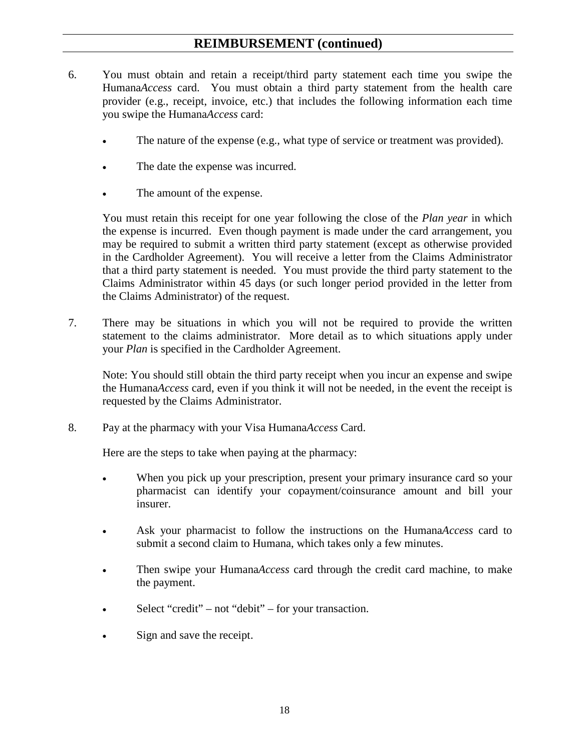## REIMBURSEMENT (continued)

6. You must obtain and retain a receipt/third party statement each time you swipe the Humana*Access* card. You must obtain a third party statement from the health care provider (e.g., receipt, invoice, etc.) that includes the following information each time you swipe the Humana*Access* card:

   - The nature of the expense (e.g., what type of service or treatment was provided).
   - The date the expense was incurred.
   - The amount of the expense.

   You must retain this receipt for one year following the close of the *Plan year* in which the expense is incurred. Even though payment is made under the card arrangement, you may be required to submit a written third party statement (except as otherwise provided in the Cardholder Agreement). You will receive a letter from the Claims Administrator that a third party statement is needed. You must provide the third party statement to the Claims Administrator within 45 days (or such longer period provided in the letter from the Claims Administrator) of the request.

7. There may be situations in which you will not be required to provide the written statement to the claims administrator. More detail as to which situations apply under your *Plan* is specified in the Cardholder Agreement.

   Note: You should still obtain the third party receipt when you incur an expense and swipe the Humana*Access* card, even if you think it will not be needed, in the event the receipt is requested by the Claims Administrator.

8. Pay at the pharmacy with your Visa Humana*Access* Card.

   Here are the steps to take when paying at the pharmacy:

   - When you pick up your prescription, present your primary insurance card so your pharmacist can identify your copayment/coinsurance amount and bill your insurer.
   - Ask your pharmacist to follow the instructions on the Humana*Access* card to submit a second claim to Humana, which takes only a few minutes.
   - Then swipe your Humana*Access* card through the credit card machine, to make the payment.
   - Select "credit" – not "debit" – for your transaction.
   - Sign and save the receipt.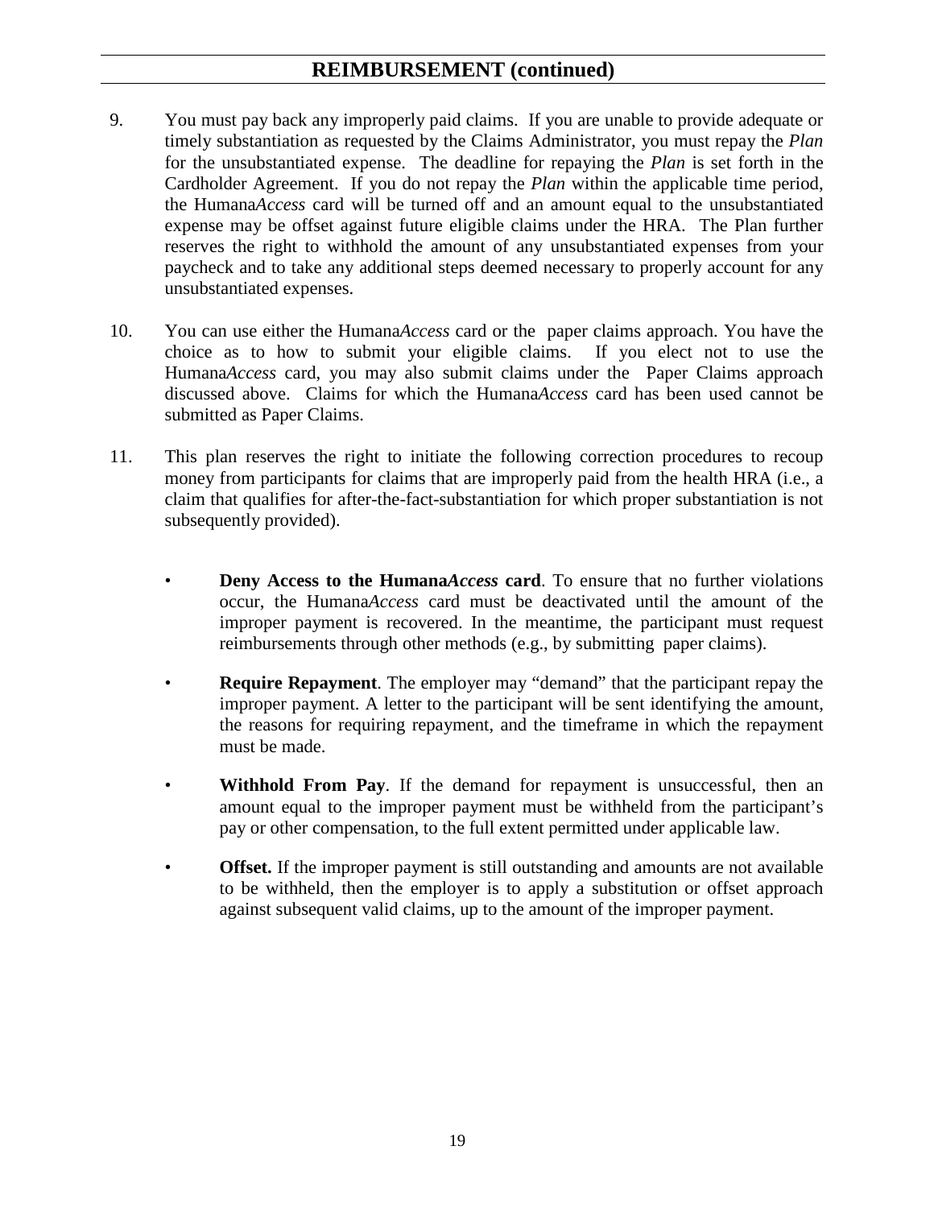## REIMBURSEMENT (continued)

9. You must pay back any improperly paid claims. If you are unable to provide adequate or timely substantiation as requested by the Claims Administrator, you must repay the *Plan* for the unsubstantiated expense. The deadline for repaying the *Plan* is set forth in the Cardholder Agreement. If you do not repay the *Plan* within the applicable time period, the Humana*Access* card will be turned off and an amount equal to the unsubstantiated expense may be offset against future eligible claims under the HRA. The Plan further reserves the right to withhold the amount of any unsubstantiated expenses from your paycheck and to take any additional steps deemed necessary to properly account for any unsubstantiated expenses.

10. You can use either the Humana*Access* card or the paper claims approach. You have the choice as to how to submit your eligible claims. If you elect not to use the Humana*Access* card, you may also submit claims under the Paper Claims approach discussed above. Claims for which the Humana*Access* card has been used cannot be submitted as Paper Claims.

11. This plan reserves the right to initiate the following correction procedures to recoup money from participants for claims that are improperly paid from the health HRA (i.e., a claim that qualifies for after-the-fact-substantiation for which proper substantiation is not subsequently provided).

    - **Deny Access to the Humana*Access* card**. To ensure that no further violations occur, the Humana*Access* card must be deactivated until the amount of the improper payment is recovered. In the meantime, the participant must request reimbursements through other methods (e.g., by submitting paper claims).

    - **Require Repayment**. The employer may "demand" that the participant repay the improper payment. A letter to the participant will be sent identifying the amount, the reasons for requiring repayment, and the timeframe in which the repayment must be made.

    - **Withhold From Pay**. If the demand for repayment is unsuccessful, then an amount equal to the improper payment must be withheld from the participant's pay or other compensation, to the full extent permitted under applicable law.

    - **Offset.** If the improper payment is still outstanding and amounts are not available to be withheld, then the employer is to apply a substitution or offset approach against subsequent valid claims, up to the amount of the improper payment.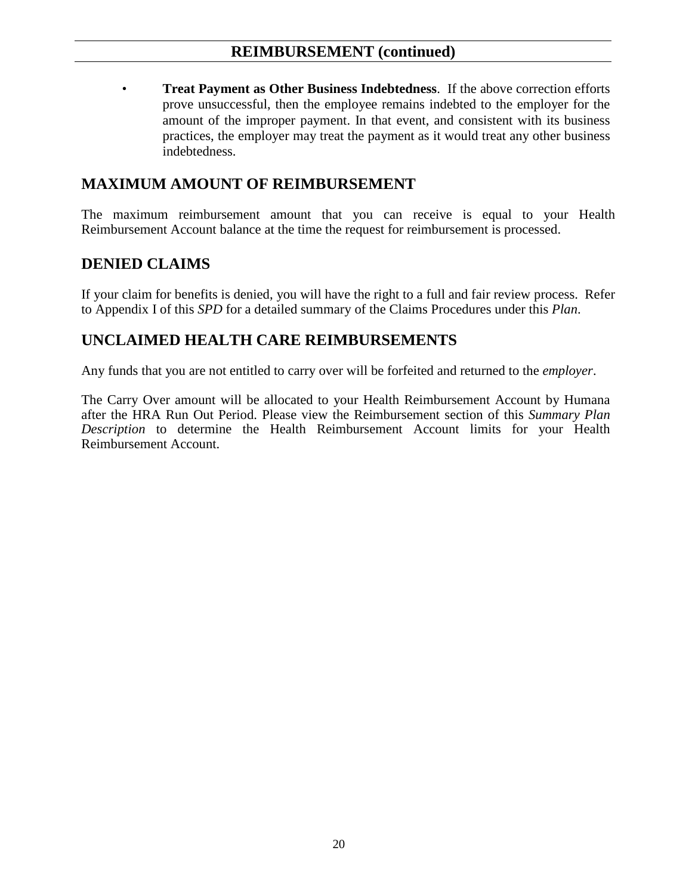## REIMBURSEMENT (continued)

- **Treat Payment as Other Business Indebtedness**. If the above correction efforts prove unsuccessful, then the employee remains indebted to the employer for the amount of the improper payment. In that event, and consistent with its business practices, the employer may treat the payment as it would treat any other business indebtedness.

## MAXIMUM AMOUNT OF REIMBURSEMENT

The maximum reimbursement amount that you can receive is equal to your Health Reimbursement Account balance at the time the request for reimbursement is processed.

## DENIED CLAIMS

If your claim for benefits is denied, you will have the right to a full and fair review process. Refer to Appendix I of this *SPD* for a detailed summary of the Claims Procedures under this *Plan*.

## UNCLAIMED HEALTH CARE REIMBURSEMENTS

Any funds that you are not entitled to carry over will be forfeited and returned to the *employer*.

The Carry Over amount will be allocated to your Health Reimbursement Account by Humana after the HRA Run Out Period. Please view the Reimbursement section of this *Summary Plan Description* to determine the Health Reimbursement Account limits for your Health Reimbursement Account.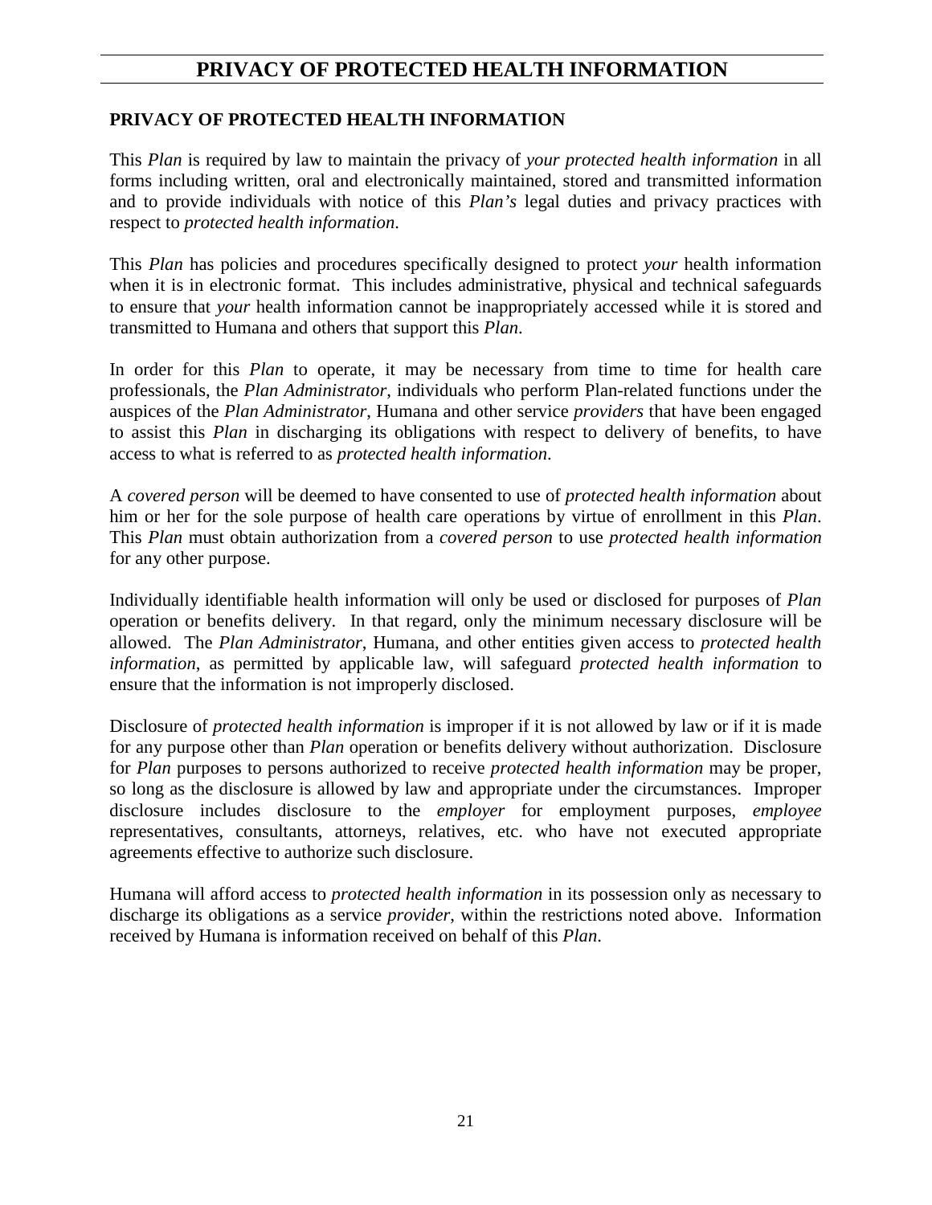# PRIVACY OF PROTECTED HEALTH INFORMATION

## PRIVACY OF PROTECTED HEALTH INFORMATION

This *Plan* is required by law to maintain the privacy of *your protected health information* in all forms including written, oral and electronically maintained, stored and transmitted information and to provide individuals with notice of this *Plan's* legal duties and privacy practices with respect to *protected health information*.

This *Plan* has policies and procedures specifically designed to protect *your* health information when it is in electronic format. This includes administrative, physical and technical safeguards to ensure that *your* health information cannot be inappropriately accessed while it is stored and transmitted to Humana and others that support this *Plan*.

In order for this *Plan* to operate, it may be necessary from time to time for health care professionals, the *Plan Administrator*, individuals who perform Plan-related functions under the auspices of the *Plan Administrator*, Humana and other service *providers* that have been engaged to assist this *Plan* in discharging its obligations with respect to delivery of benefits, to have access to what is referred to as *protected health information*.

A *covered person* will be deemed to have consented to use of *protected health information* about him or her for the sole purpose of health care operations by virtue of enrollment in this *Plan*. This *Plan* must obtain authorization from a *covered person* to use *protected health information* for any other purpose.

Individually identifiable health information will only be used or disclosed for purposes of *Plan* operation or benefits delivery. In that regard, only the minimum necessary disclosure will be allowed. The *Plan Administrator*, Humana, and other entities given access to *protected health information*, as permitted by applicable law, will safeguard *protected health information* to ensure that the information is not improperly disclosed.

Disclosure of *protected health information* is improper if it is not allowed by law or if it is made for any purpose other than *Plan* operation or benefits delivery without authorization. Disclosure for *Plan* purposes to persons authorized to receive *protected health information* may be proper, so long as the disclosure is allowed by law and appropriate under the circumstances. Improper disclosure includes disclosure to the *employer* for employment purposes, *employee* representatives, consultants, attorneys, relatives, etc. who have not executed appropriate agreements effective to authorize such disclosure.

Humana will afford access to *protected health information* in its possession only as necessary to discharge its obligations as a service *provider*, within the restrictions noted above. Information received by Humana is information received on behalf of this *Plan*.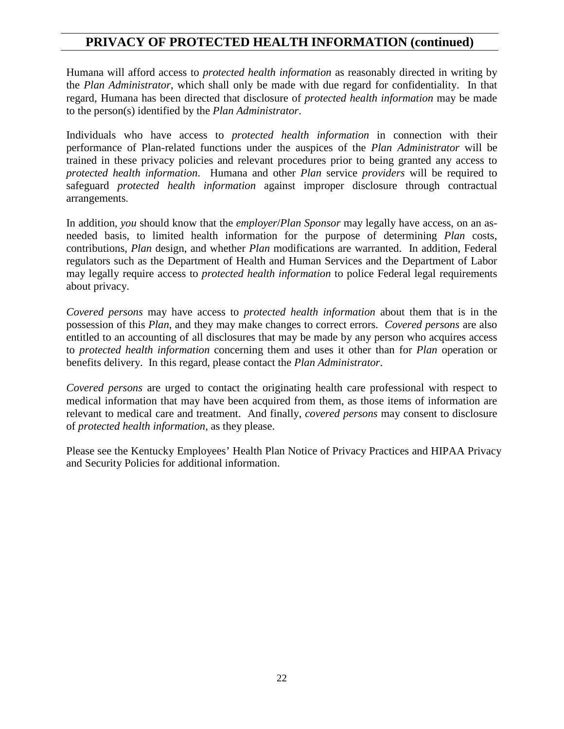## PRIVACY OF PROTECTED HEALTH INFORMATION (continued)

Humana will afford access to *protected health information* as reasonably directed in writing by the *Plan Administrator*, which shall only be made with due regard for confidentiality. In that regard, Humana has been directed that disclosure of *protected health information* may be made to the person(s) identified by the *Plan Administrator*.

Individuals who have access to *protected health information* in connection with their performance of Plan-related functions under the auspices of the *Plan Administrator* will be trained in these privacy policies and relevant procedures prior to being granted any access to *protected health information*. Humana and other *Plan* service *providers* will be required to safeguard *protected health information* against improper disclosure through contractual arrangements.

In addition, *you* should know that the *employer*/*Plan Sponsor* may legally have access, on an as-needed basis, to limited health information for the purpose of determining *Plan* costs, contributions, *Plan* design, and whether *Plan* modifications are warranted. In addition, Federal regulators such as the Department of Health and Human Services and the Department of Labor may legally require access to *protected health information* to police Federal legal requirements about privacy.

*Covered persons* may have access to *protected health information* about them that is in the possession of this *Plan*, and they may make changes to correct errors. *Covered persons* are also entitled to an accounting of all disclosures that may be made by any person who acquires access to *protected health information* concerning them and uses it other than for *Plan* operation or benefits delivery. In this regard, please contact the *Plan Administrator*.

*Covered persons* are urged to contact the originating health care professional with respect to medical information that may have been acquired from them, as those items of information are relevant to medical care and treatment. And finally, *covered persons* may consent to disclosure of *protected health information*, as they please.

Please see the Kentucky Employees' Health Plan Notice of Privacy Practices and HIPAA Privacy and Security Policies for additional information.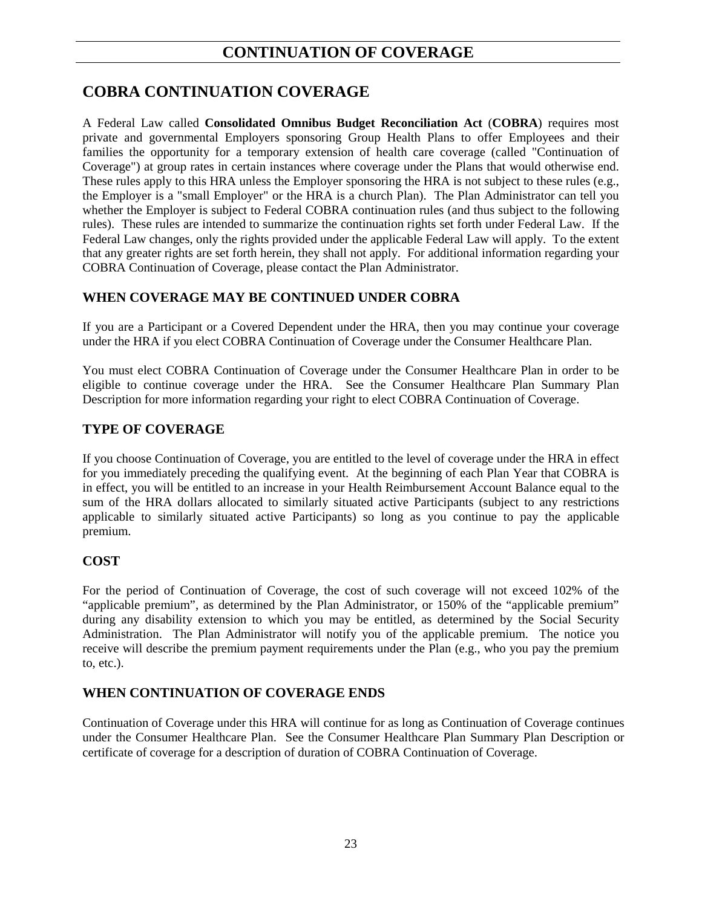# CONTINUATION OF COVERAGE

## COBRA CONTINUATION COVERAGE

A Federal Law called **Consolidated Omnibus Budget Reconciliation Act** (**COBRA**) requires most private and governmental Employers sponsoring Group Health Plans to offer Employees and their families the opportunity for a temporary extension of health care coverage (called "Continuation of Coverage") at group rates in certain instances where coverage under the Plans that would otherwise end. These rules apply to this HRA unless the Employer sponsoring the HRA is not subject to these rules (e.g., the Employer is a "small Employer" or the HRA is a church Plan). The Plan Administrator can tell you whether the Employer is subject to Federal COBRA continuation rules (and thus subject to the following rules). These rules are intended to summarize the continuation rights set forth under Federal Law. If the Federal Law changes, only the rights provided under the applicable Federal Law will apply. To the extent that any greater rights are set forth herein, they shall not apply. For additional information regarding your COBRA Continuation of Coverage, please contact the Plan Administrator.

### WHEN COVERAGE MAY BE CONTINUED UNDER COBRA

If you are a Participant or a Covered Dependent under the HRA, then you may continue your coverage under the HRA if you elect COBRA Continuation of Coverage under the Consumer Healthcare Plan.

You must elect COBRA Continuation of Coverage under the Consumer Healthcare Plan in order to be eligible to continue coverage under the HRA. See the Consumer Healthcare Plan Summary Plan Description for more information regarding your right to elect COBRA Continuation of Coverage.

### TYPE OF COVERAGE

If you choose Continuation of Coverage, you are entitled to the level of coverage under the HRA in effect for you immediately preceding the qualifying event. At the beginning of each Plan Year that COBRA is in effect, you will be entitled to an increase in your Health Reimbursement Account Balance equal to the sum of the HRA dollars allocated to similarly situated active Participants (subject to any restrictions applicable to similarly situated active Participants) so long as you continue to pay the applicable premium.

### COST

For the period of Continuation of Coverage, the cost of such coverage will not exceed 102% of the "applicable premium", as determined by the Plan Administrator, or 150% of the "applicable premium" during any disability extension to which you may be entitled, as determined by the Social Security Administration. The Plan Administrator will notify you of the applicable premium. The notice you receive will describe the premium payment requirements under the Plan (e.g., who you pay the premium to, etc.).

### WHEN CONTINUATION OF COVERAGE ENDS

Continuation of Coverage under this HRA will continue for as long as Continuation of Coverage continues under the Consumer Healthcare Plan. See the Consumer Healthcare Plan Summary Plan Description or certificate of coverage for a description of duration of COBRA Continuation of Coverage.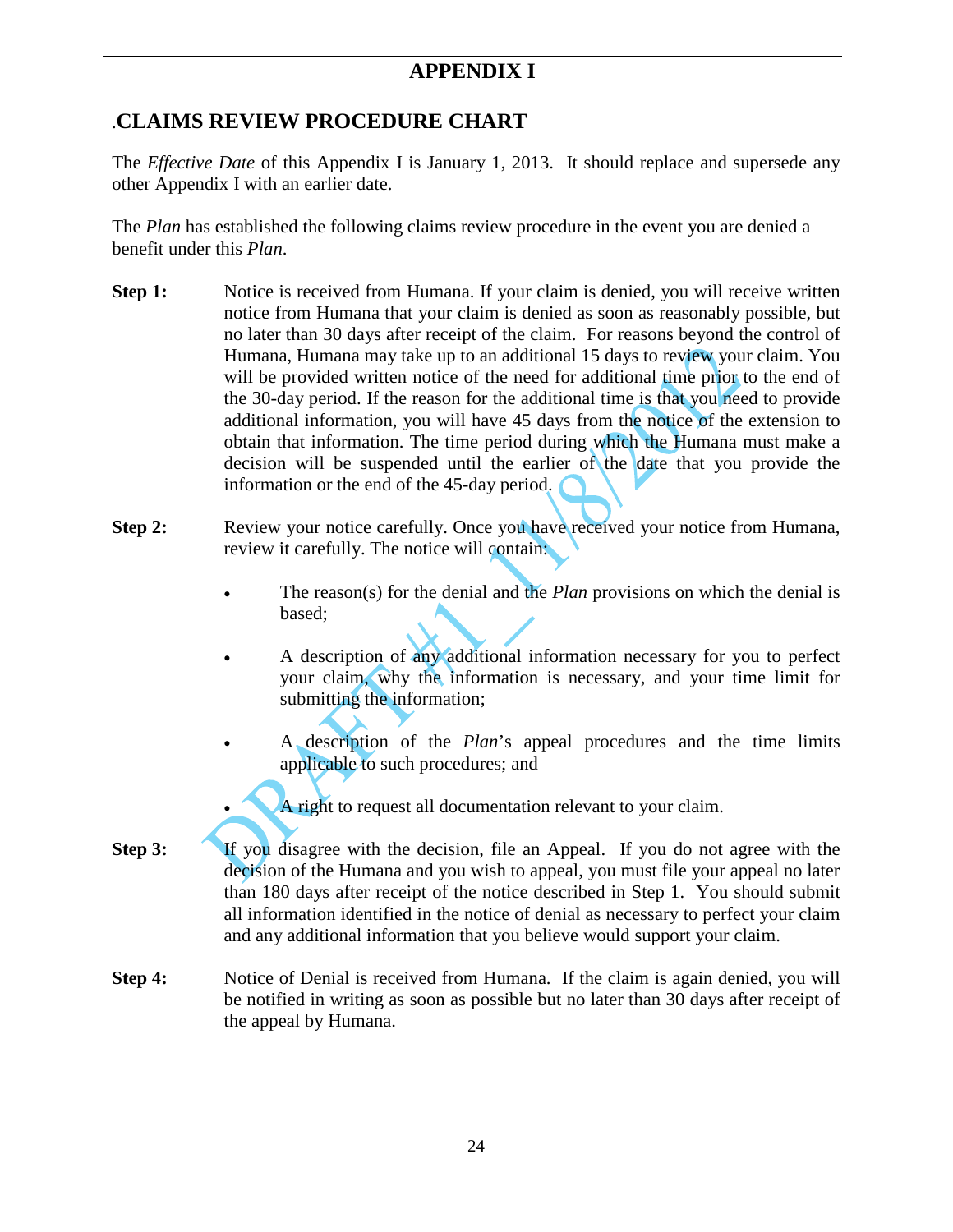# APPENDIX I

## .CLAIMS REVIEW PROCEDURE CHART

The *Effective Date* of this Appendix I is January 1, 2013. It should replace and supersede any other Appendix I with an earlier date.

The *Plan* has established the following claims review procedure in the event you are denied a benefit under this *Plan*.

**Step 1:** Notice is received from Humana. If your claim is denied, you will receive written notice from Humana that your claim is denied as soon as reasonably possible, but no later than 30 days after receipt of the claim. For reasons beyond the control of Humana, Humana may take up to an additional 15 days to review your claim. You will be provided written notice of the need for additional time prior to the end of the 30-day period. If the reason for the additional time is that you need to provide additional information, you will have 45 days from the notice of the extension to obtain that information. The time period during which the Humana must make a decision will be suspended until the earlier of the date that you provide the information or the end of the 45-day period.

**Step 2:** Review your notice carefully. Once you have received your notice from Humana, review it carefully. The notice will contain:

- The reason(s) for the denial and the *Plan* provisions on which the denial is based;
- A description of any additional information necessary for you to perfect your claim, why the information is necessary, and your time limit for submitting the information;
- A description of the *Plan*'s appeal procedures and the time limits applicable to such procedures; and
- A right to request all documentation relevant to your claim.

**Step 3:** If you disagree with the decision, file an Appeal. If you do not agree with the decision of the Humana and you wish to appeal, you must file your appeal no later than 180 days after receipt of the notice described in Step 1. You should submit all information identified in the notice of denial as necessary to perfect your claim and any additional information that you believe would support your claim.

**Step 4:** Notice of Denial is received from Humana. If the claim is again denied, you will be notified in writing as soon as possible but no later than 30 days after receipt of the appeal by Humana.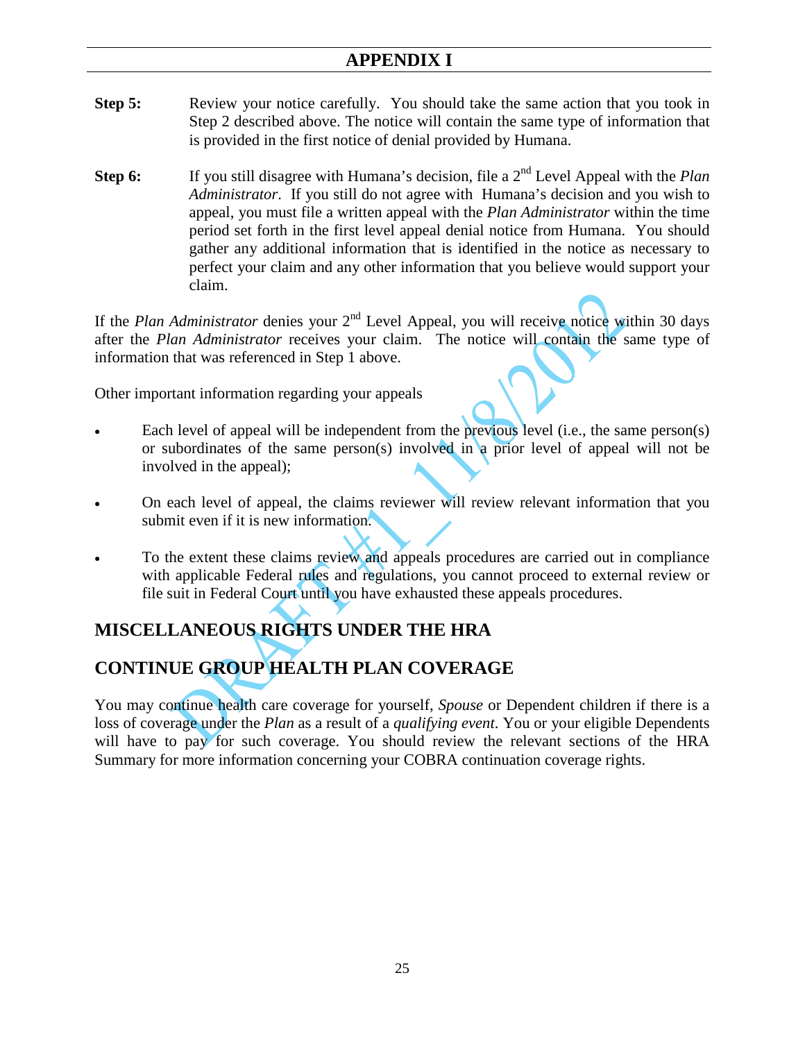**Step 5:** Review your notice carefully. You should take the same action that you took in Step 2 described above. The notice will contain the same type of information that is provided in the first notice of denial provided by Humana.

**Step 6:** If you still disagree with Humana's decision, file a 2nd Level Appeal with the *Plan Administrator*. If you still do not agree with Humana's decision and you wish to appeal, you must file a written appeal with the *Plan Administrator* within the time period set forth in the first level appeal denial notice from Humana. You should gather any additional information that is identified in the notice as necessary to perfect your claim and any other information that you believe would support your claim.

If the *Plan Administrator* denies your 2nd Level Appeal, you will receive notice within 30 days after the *Plan Administrator* receives your claim. The notice will contain the same type of information that was referenced in Step 1 above.

Other important information regarding your appeals

- Each level of appeal will be independent from the previous level (i.e., the same person(s) or subordinates of the same person(s) involved in a prior level of appeal will not be involved in the appeal);
- On each level of appeal, the claims reviewer will review relevant information that you submit even if it is new information.
- To the extent these claims review and appeals procedures are carried out in compliance with applicable Federal rules and regulations, you cannot proceed to external review or file suit in Federal Court until you have exhausted these appeals procedures.

## MISCELLANEOUS RIGHTS UNDER THE HRA

## CONTINUE GROUP HEALTH PLAN COVERAGE

You may continue health care coverage for yourself, *Spouse* or Dependent children if there is a loss of coverage under the *Plan* as a result of a *qualifying event*. You or your eligible Dependents will have to pay for such coverage. You should review the relevant sections of the HRA Summary for more information concerning your COBRA continuation coverage rights.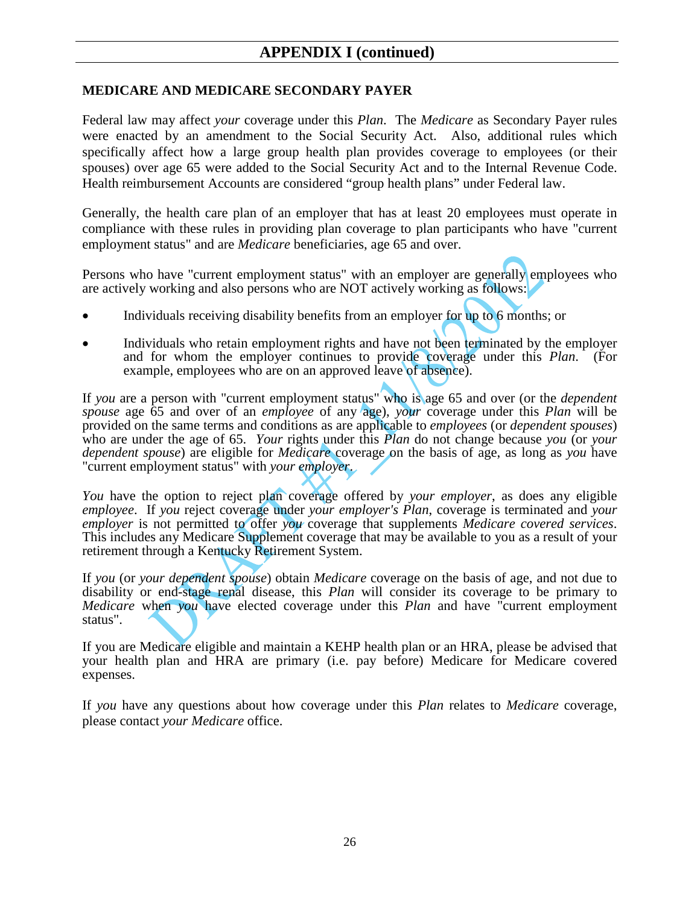## APPENDIX I (continued)

### MEDICARE AND MEDICARE SECONDARY PAYER

Federal law may affect *your* coverage under this *Plan*. The *Medicare* as Secondary Payer rules were enacted by an amendment to the Social Security Act. Also, additional rules which specifically affect how a large group health plan provides coverage to employees (or their spouses) over age 65 were added to the Social Security Act and to the Internal Revenue Code. Health reimbursement Accounts are considered "group health plans" under Federal law.

Generally, the health care plan of an employer that has at least 20 employees must operate in compliance with these rules in providing plan coverage to plan participants who have "current employment status" and are *Medicare* beneficiaries, age 65 and over.

Persons who have "current employment status" with an employer are generally employees who are actively working and also persons who are NOT actively working as follows:

- Individuals receiving disability benefits from an employer for up to 6 months; or
- Individuals who retain employment rights and have not been terminated by the employer and for whom the employer continues to provide coverage under this *Plan*. (For example, employees who are on an approved leave of absence).

If *you* are a person with "current employment status" who is age 65 and over (or the *dependent spouse* age 65 and over of an *employee* of any age), *your* coverage under this *Plan* will be provided on the same terms and conditions as are applicable to *employees* (or *dependent spouses*) who are under the age of 65. *Your* rights under this *Plan* do not change because *you* (or *your dependent spouse*) are eligible for *Medicare* coverage on the basis of age, as long as *you* have "current employment status" with *your employer*.

*You* have the option to reject plan coverage offered by *your employer*, as does any eligible *employee*. If *you* reject coverage under *your employer's Plan*, coverage is terminated and *your employer* is not permitted to offer *you* coverage that supplements *Medicare covered services*. This includes any Medicare Supplement coverage that may be available to you as a result of your retirement through a Kentucky Retirement System.

If *you* (or *your dependent spouse*) obtain *Medicare* coverage on the basis of age, and not due to disability or end-stage renal disease, this *Plan* will consider its coverage to be primary to *Medicare* when *you* have elected coverage under this *Plan* and have "current employment status".

If you are Medicare eligible and maintain a KEHP health plan or an HRA, please be advised that your health plan and HRA are primary (i.e. pay before) Medicare for Medicare covered expenses.

If *you* have any questions about how coverage under this *Plan* relates to *Medicare* coverage, please contact *your Medicare* office.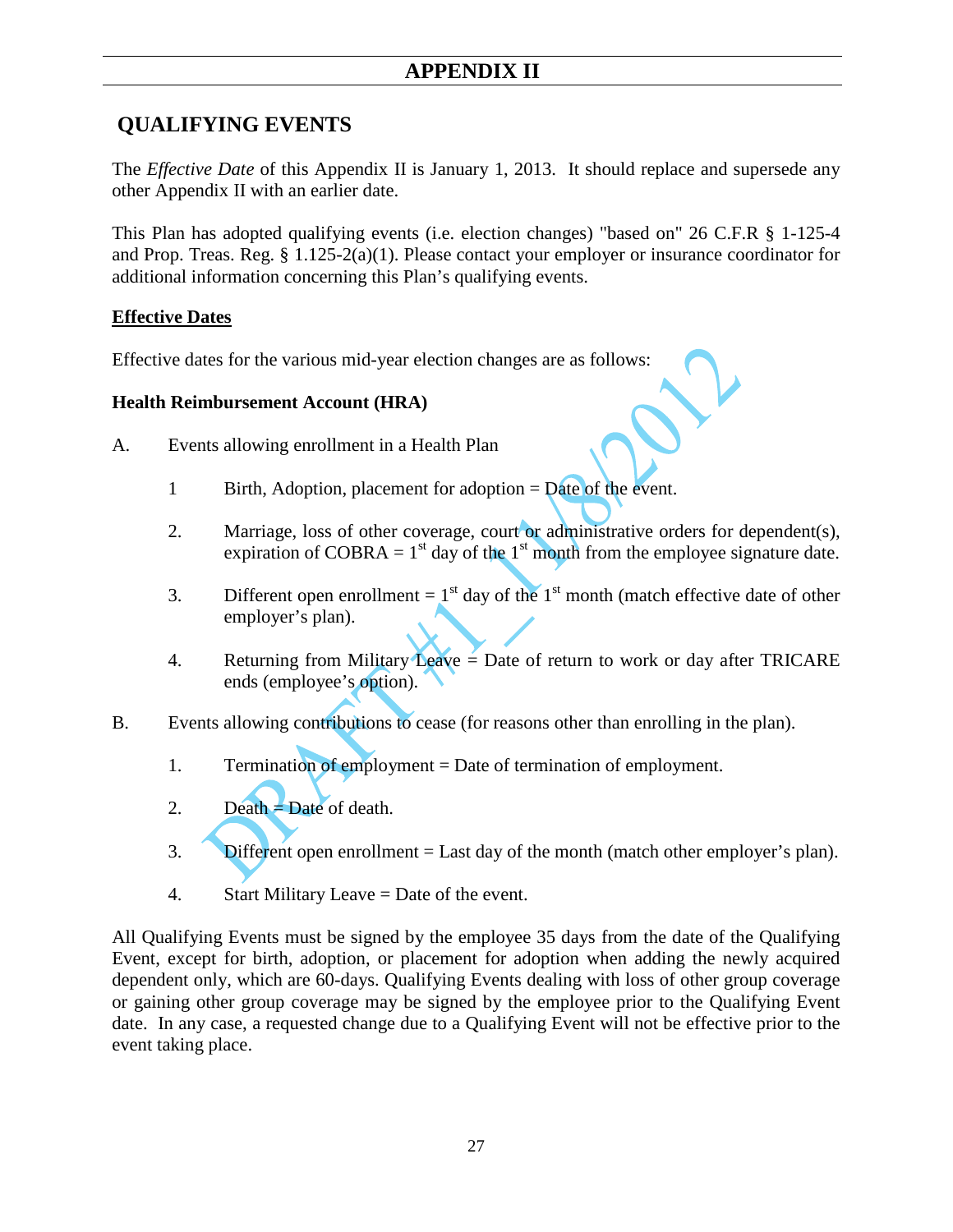# APPENDIX II

## QUALIFYING EVENTS

The *Effective Date* of this Appendix II is January 1, 2013. It should replace and supersede any other Appendix II with an earlier date.

This Plan has adopted qualifying events (i.e. election changes) "based on" 26 C.F.R § 1-125-4 and Prop. Treas. Reg. § 1.125-2(a)(1). Please contact your employer or insurance coordinator for additional information concerning this Plan's qualifying events.

**Effective Dates**

Effective dates for the various mid-year election changes are as follows:

**Health Reimbursement Account (HRA)**

A. Events allowing enrollment in a Health Plan

1 Birth, Adoption, placement for adoption = Date of the event.

2. Marriage, loss of other coverage, court or administrative orders for dependent(s), expiration of COBRA = 1st day of the 1st month from the employee signature date.

3. Different open enrollment = 1st day of the 1st month (match effective date of other employer's plan).

4. Returning from Military Leave = Date of return to work or day after TRICARE ends (employee's option).

B. Events allowing contributions to cease (for reasons other than enrolling in the plan).

1. Termination of employment = Date of termination of employment.

2. Death = Date of death.

3. Different open enrollment = Last day of the month (match other employer's plan).

4. Start Military Leave = Date of the event.

All Qualifying Events must be signed by the employee 35 days from the date of the Qualifying Event, except for birth, adoption, or placement for adoption when adding the newly acquired dependent only, which are 60-days. Qualifying Events dealing with loss of other group coverage or gaining other group coverage may be signed by the employee prior to the Qualifying Event date. In any case, a requested change due to a Qualifying Event will not be effective prior to the event taking place.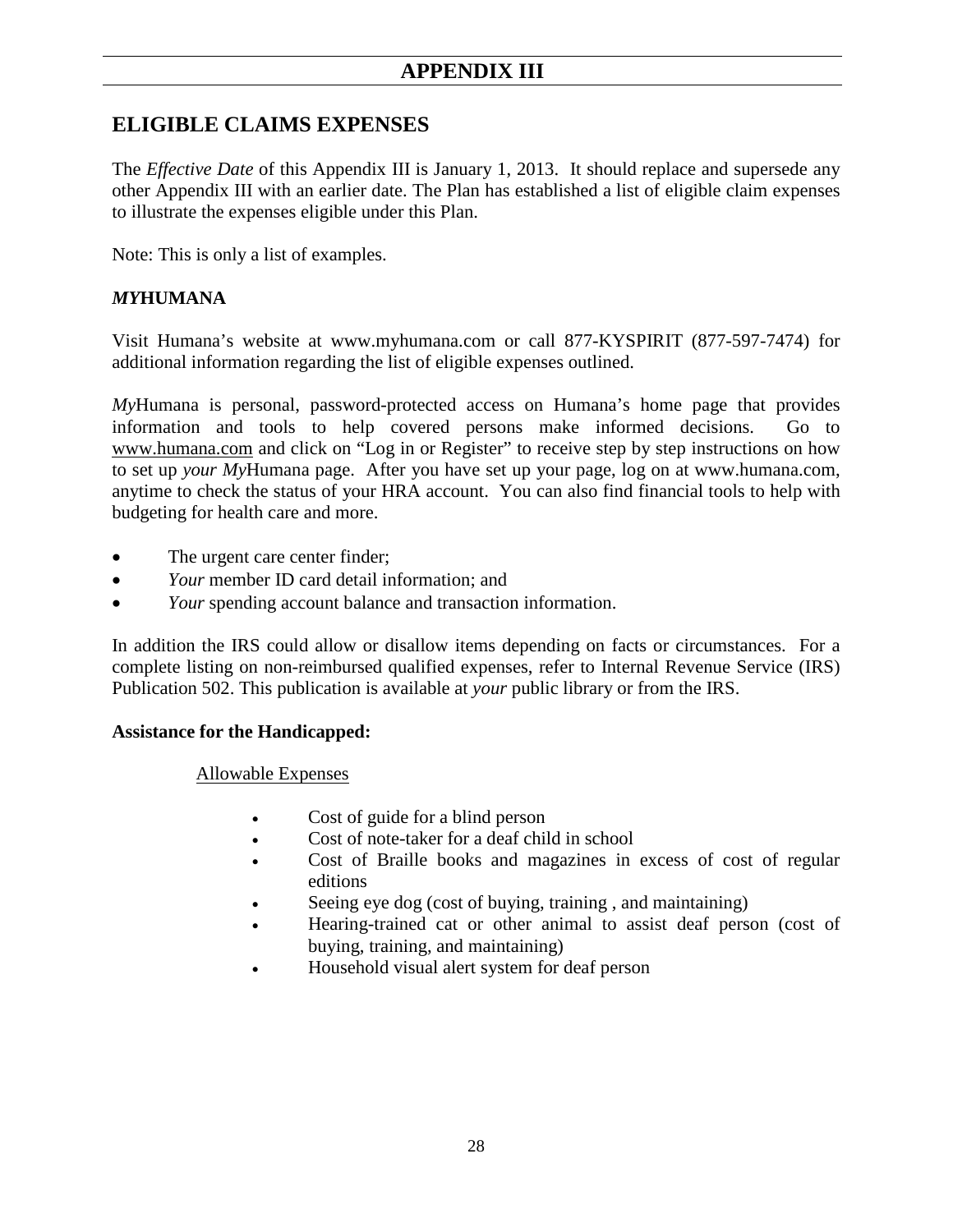# APPENDIX III

## ELIGIBLE CLAIMS EXPENSES

The *Effective Date* of this Appendix III is January 1, 2013. It should replace and supersede any other Appendix III with an earlier date. The Plan has established a list of eligible claim expenses to illustrate the expenses eligible under this Plan.

Note: This is only a list of examples.

### *MY*HUMANA

Visit Humana's website at www.myhumana.com or call 877-KYSPIRIT (877-597-7474) for additional information regarding the list of eligible expenses outlined.

*My*Humana is personal, password-protected access on Humana's home page that provides information and tools to help covered persons make informed decisions. Go to www.humana.com and click on "Log in or Register" to receive step by step instructions on how to set up *your My*Humana page. After you have set up your page, log on at www.humana.com, anytime to check the status of your HRA account. You can also find financial tools to help with budgeting for health care and more.

- The urgent care center finder;
- *Your* member ID card detail information; and
- *Your* spending account balance and transaction information.

In addition the IRS could allow or disallow items depending on facts or circumstances. For a complete listing on non-reimbursed qualified expenses, refer to Internal Revenue Service (IRS) Publication 502. This publication is available at *your* public library or from the IRS.

**Assistance for the Handicapped:**

Allowable Expenses

- Cost of guide for a blind person
- Cost of note-taker for a deaf child in school
- Cost of Braille books and magazines in excess of cost of regular editions
- Seeing eye dog (cost of buying, training , and maintaining)
- Hearing-trained cat or other animal to assist deaf person (cost of buying, training, and maintaining)
- Household visual alert system for deaf person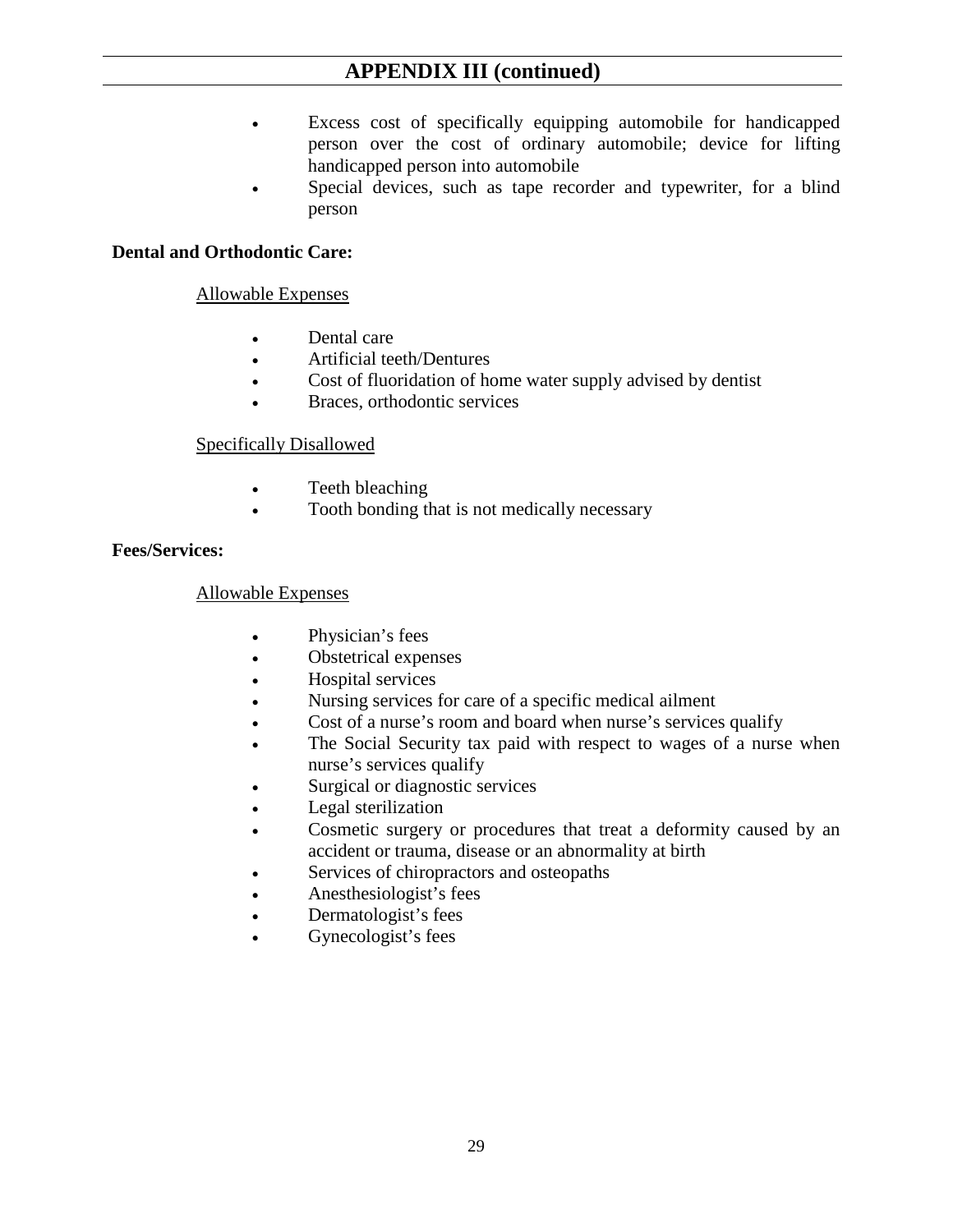## APPENDIX III (continued)

- Excess cost of specifically equipping automobile for handicapped person over the cost of ordinary automobile; device for lifting handicapped person into automobile
- Special devices, such as tape recorder and typewriter, for a blind person

**Dental and Orthodontic Care:**

Allowable Expenses

- Dental care
- Artificial teeth/Dentures
- Cost of fluoridation of home water supply advised by dentist
- Braces, orthodontic services

Specifically Disallowed

- Teeth bleaching
- Tooth bonding that is not medically necessary

**Fees/Services:**

Allowable Expenses

- Physician's fees
- Obstetrical expenses
- Hospital services
- Nursing services for care of a specific medical ailment
- Cost of a nurse's room and board when nurse's services qualify
- The Social Security tax paid with respect to wages of a nurse when nurse's services qualify
- Surgical or diagnostic services
- Legal sterilization
- Cosmetic surgery or procedures that treat a deformity caused by an accident or trauma, disease or an abnormality at birth
- Services of chiropractors and osteopaths
- Anesthesiologist's fees
- Dermatologist's fees
- Gynecologist's fees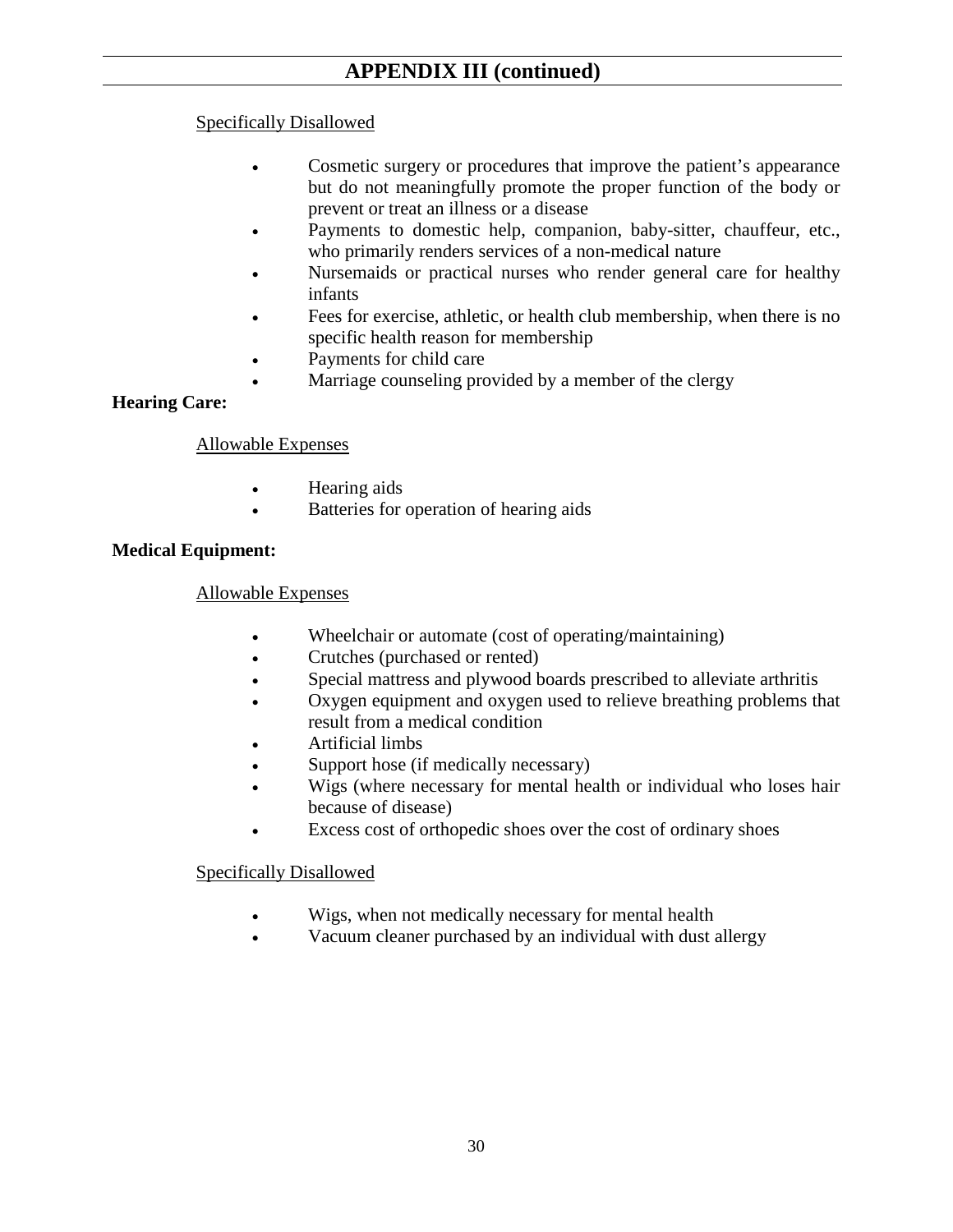## APPENDIX III (continued)

Specifically Disallowed

- Cosmetic surgery or procedures that improve the patient's appearance but do not meaningfully promote the proper function of the body or prevent or treat an illness or a disease
- Payments to domestic help, companion, baby-sitter, chauffeur, etc., who primarily renders services of a non-medical nature
- Nursemaids or practical nurses who render general care for healthy infants
- Fees for exercise, athletic, or health club membership, when there is no specific health reason for membership
- Payments for child care
- Marriage counseling provided by a member of the clergy

**Hearing Care:**

Allowable Expenses

- Hearing aids
- Batteries for operation of hearing aids

**Medical Equipment:**

Allowable Expenses

- Wheelchair or automate (cost of operating/maintaining)
- Crutches (purchased or rented)
- Special mattress and plywood boards prescribed to alleviate arthritis
- Oxygen equipment and oxygen used to relieve breathing problems that result from a medical condition
- Artificial limbs
- Support hose (if medically necessary)
- Wigs (where necessary for mental health or individual who loses hair because of disease)
- Excess cost of orthopedic shoes over the cost of ordinary shoes

Specifically Disallowed

- Wigs, when not medically necessary for mental health
- Vacuum cleaner purchased by an individual with dust allergy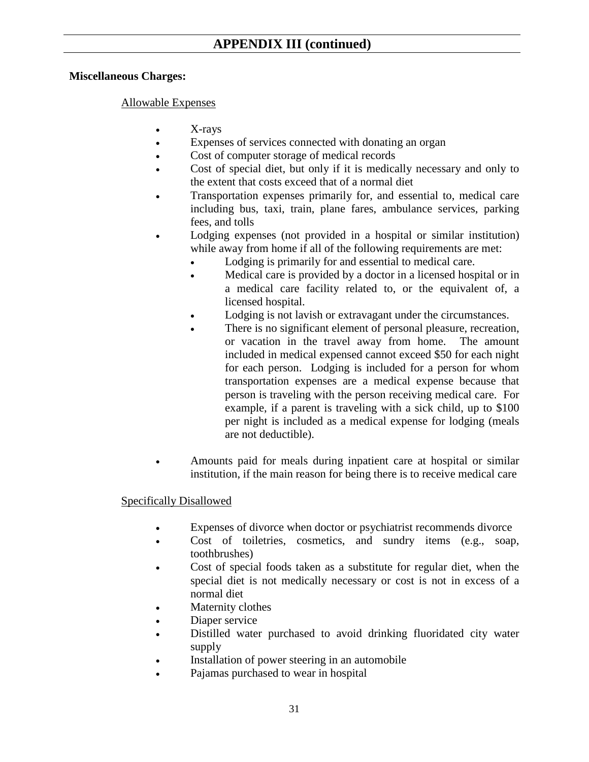## APPENDIX III (continued)

**Miscellaneous Charges:**

Allowable Expenses

- X-rays
- Expenses of services connected with donating an organ
- Cost of computer storage of medical records
- Cost of special diet, but only if it is medically necessary and only to the extent that costs exceed that of a normal diet
- Transportation expenses primarily for, and essential to, medical care including bus, taxi, train, plane fares, ambulance services, parking fees, and tolls
- Lodging expenses (not provided in a hospital or similar institution) while away from home if all of the following requirements are met:
  - Lodging is primarily for and essential to medical care.
  - Medical care is provided by a doctor in a licensed hospital or in a medical care facility related to, or the equivalent of, a licensed hospital.
  - Lodging is not lavish or extravagant under the circumstances.
  - There is no significant element of personal pleasure, recreation, or vacation in the travel away from home. The amount included in medical expensed cannot exceed $50 for each night for each person. Lodging is included for a person for whom transportation expenses are a medical expense because that person is traveling with the person receiving medical care. For example, if a parent is traveling with a sick child, up to $100 per night is included as a medical expense for lodging (meals are not deductible).
- Amounts paid for meals during inpatient care at hospital or similar institution, if the main reason for being there is to receive medical care

Specifically Disallowed

- Expenses of divorce when doctor or psychiatrist recommends divorce
- Cost of toiletries, cosmetics, and sundry items (e.g., soap, toothbrushes)
- Cost of special foods taken as a substitute for regular diet, when the special diet is not medically necessary or cost is not in excess of a normal diet
- Maternity clothes
- Diaper service
- Distilled water purchased to avoid drinking fluoridated city water supply
- Installation of power steering in an automobile
- Pajamas purchased to wear in hospital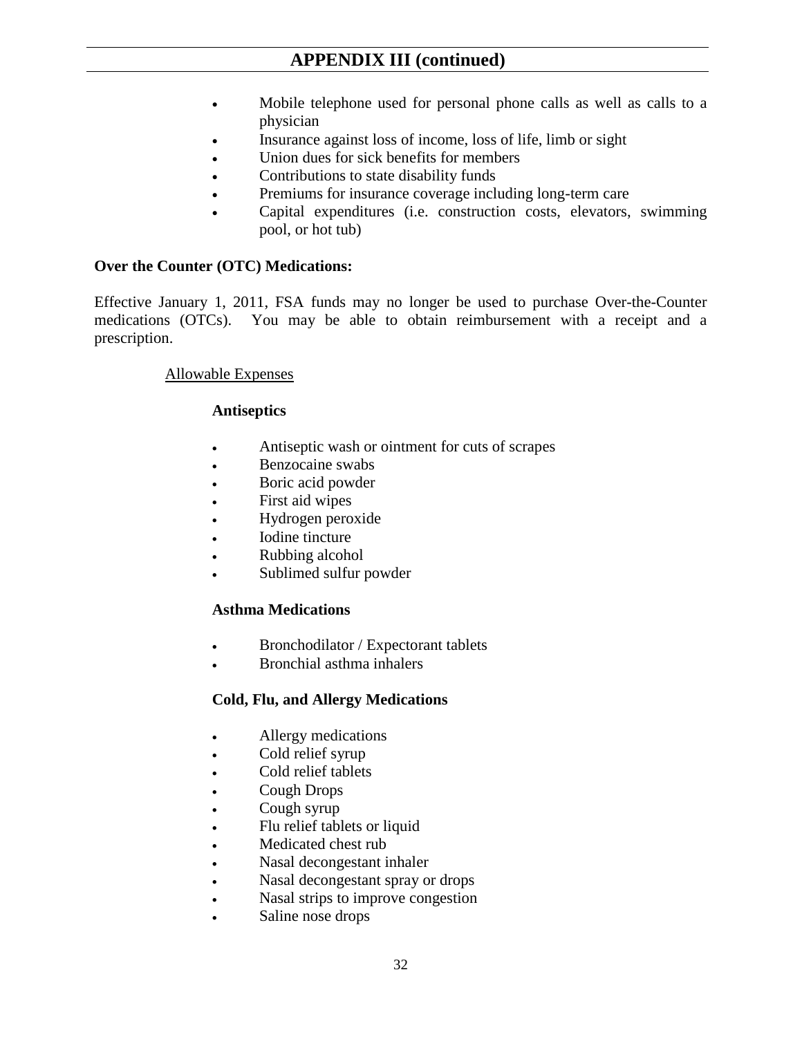## APPENDIX III (continued)

- Mobile telephone used for personal phone calls as well as calls to a physician
- Insurance against loss of income, loss of life, limb or sight
- Union dues for sick benefits for members
- Contributions to state disability funds
- Premiums for insurance coverage including long-term care
- Capital expenditures (i.e. construction costs, elevators, swimming pool, or hot tub)

**Over the Counter (OTC) Medications:**

Effective January 1, 2011, FSA funds may no longer be used to purchase Over-the-Counter medications (OTCs). You may be able to obtain reimbursement with a receipt and a prescription.

<u>Allowable Expenses</u>

**Antiseptics**

- Antiseptic wash or ointment for cuts of scrapes
- Benzocaine swabs
- Boric acid powder
- First aid wipes
- Hydrogen peroxide
- Iodine tincture
- Rubbing alcohol
- Sublimed sulfur powder

**Asthma Medications**

- Bronchodilator / Expectorant tablets
- Bronchial asthma inhalers

**Cold, Flu, and Allergy Medications**

- Allergy medications
- Cold relief syrup
- Cold relief tablets
- Cough Drops
- Cough syrup
- Flu relief tablets or liquid
- Medicated chest rub
- Nasal decongestant inhaler
- Nasal decongestant spray or drops
- Nasal strips to improve congestion
- Saline nose drops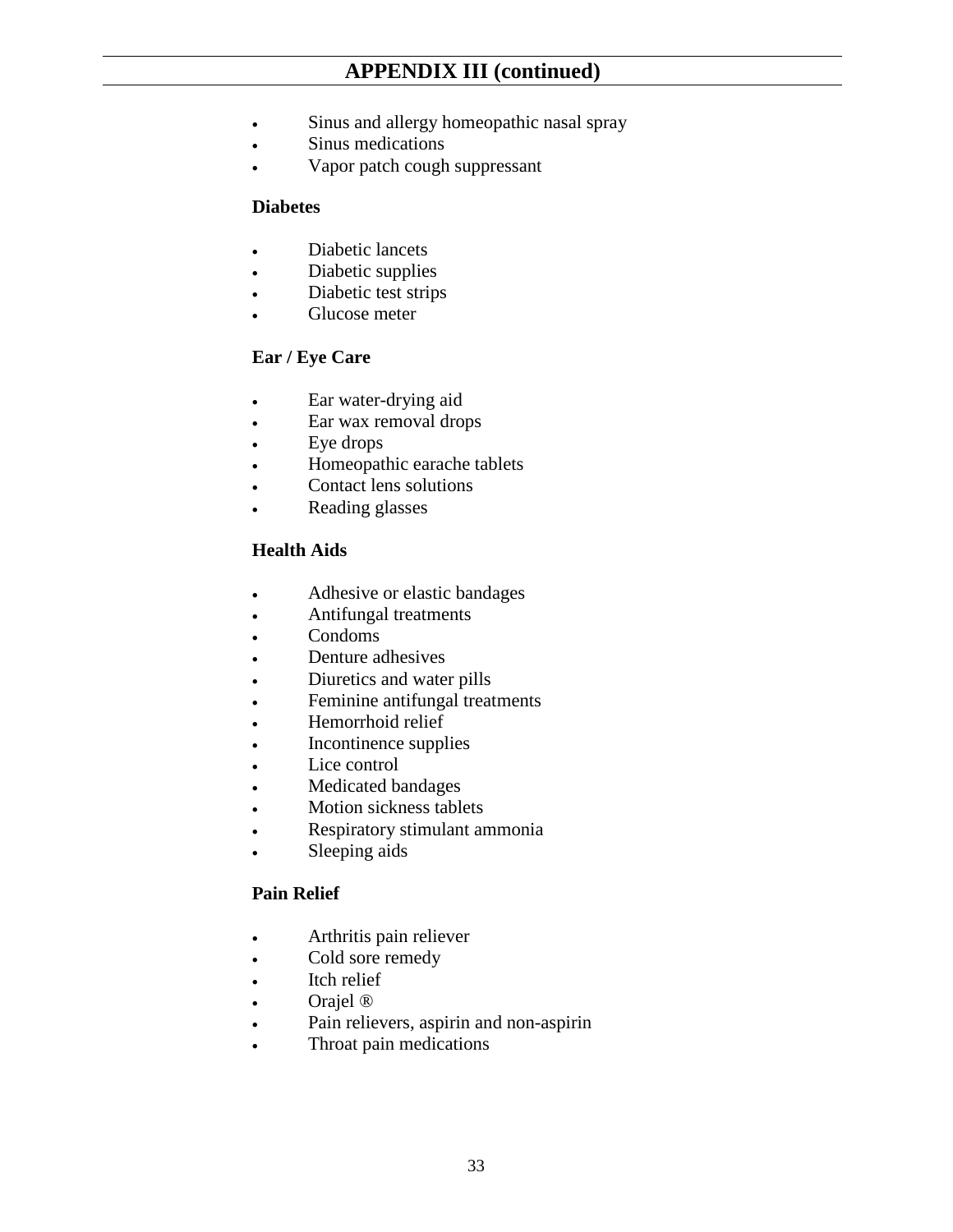## APPENDIX III (continued)

- Sinus and allergy homeopathic nasal spray
- Sinus medications
- Vapor patch cough suppressant

**Diabetes**

- Diabetic lancets
- Diabetic supplies
- Diabetic test strips
- Glucose meter

**Ear / Eye Care**

- Ear water-drying aid
- Ear wax removal drops
- Eye drops
- Homeopathic earache tablets
- Contact lens solutions
- Reading glasses

**Health Aids**

- Adhesive or elastic bandages
- Antifungal treatments
- Condoms
- Denture adhesives
- Diuretics and water pills
- Feminine antifungal treatments
- Hemorrhoid relief
- Incontinence supplies
- Lice control
- Medicated bandages
- Motion sickness tablets
- Respiratory stimulant ammonia
- Sleeping aids

**Pain Relief**

- Arthritis pain reliever
- Cold sore remedy
- Itch relief
- Orajel ®
- Pain relievers, aspirin and non-aspirin
- Throat pain medications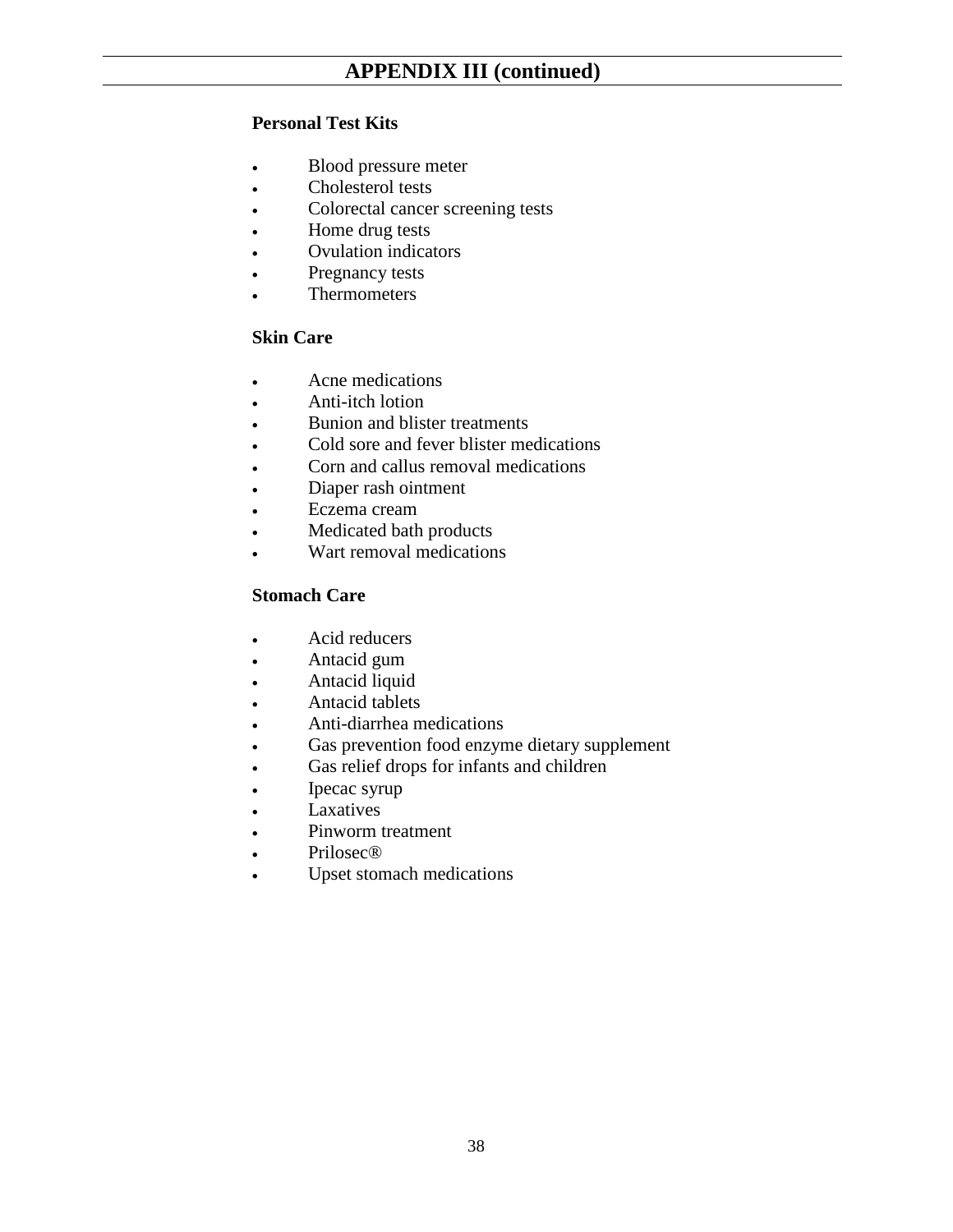## APPENDIX III (continued)

**Personal Test Kits**

- Blood pressure meter
- Cholesterol tests
- Colorectal cancer screening tests
- Home drug tests
- Ovulation indicators
- Pregnancy tests
- Thermometers

**Skin Care**

- Acne medications
- Anti-itch lotion
- Bunion and blister treatments
- Cold sore and fever blister medications
- Corn and callus removal medications
- Diaper rash ointment
- Eczema cream
- Medicated bath products
- Wart removal medications

**Stomach Care**

- Acid reducers
- Antacid gum
- Antacid liquid
- Antacid tablets
- Anti-diarrhea medications
- Gas prevention food enzyme dietary supplement
- Gas relief drops for infants and children
- Ipecac syrup
- Laxatives
- Pinworm treatment
- Prilosec®
- Upset stomach medications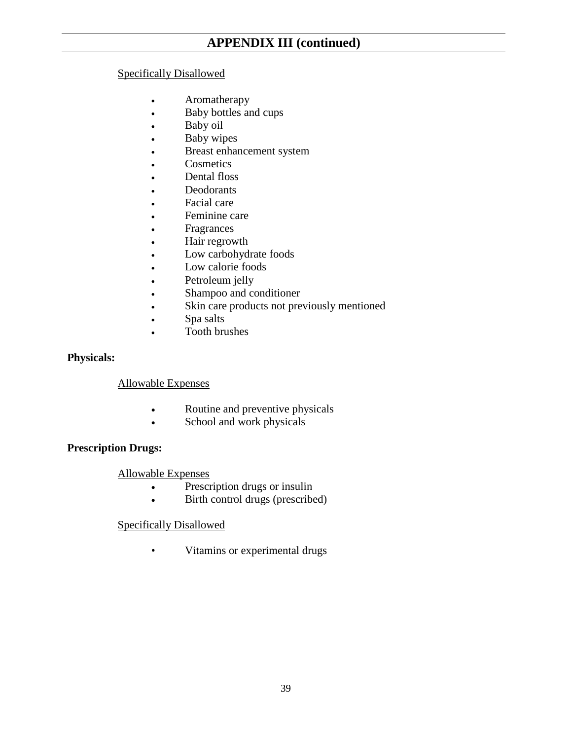## APPENDIX III (continued)

Specifically Disallowed

- Aromatherapy
- Baby bottles and cups
- Baby oil
- Baby wipes
- Breast enhancement system
- Cosmetics
- Dental floss
- Deodorants
- Facial care
- Feminine care
- Fragrances
- Hair regrowth
- Low carbohydrate foods
- Low calorie foods
- Petroleum jelly
- Shampoo and conditioner
- Skin care products not previously mentioned
- Spa salts
- Tooth brushes

**Physicals:**

Allowable Expenses

- Routine and preventive physicals
- School and work physicals

**Prescription Drugs:**

Allowable Expenses

- Prescription drugs or insulin
- Birth control drugs (prescribed)

Specifically Disallowed

- Vitamins or experimental drugs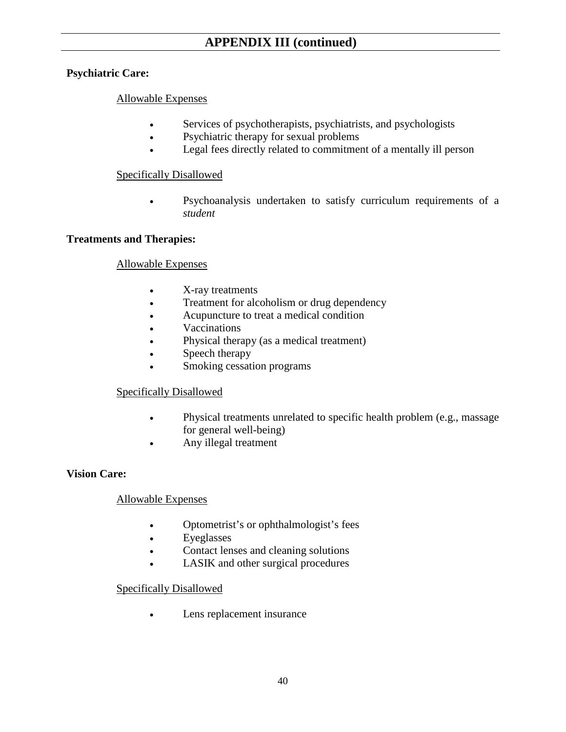## APPENDIX III (continued)

**Psychiatric Care:**

Allowable Expenses

- Services of psychotherapists, psychiatrists, and psychologists
- Psychiatric therapy for sexual problems
- Legal fees directly related to commitment of a mentally ill person

Specifically Disallowed

- Psychoanalysis undertaken to satisfy curriculum requirements of a *student*

**Treatments and Therapies:**

Allowable Expenses

- X-ray treatments
- Treatment for alcoholism or drug dependency
- Acupuncture to treat a medical condition
- Vaccinations
- Physical therapy (as a medical treatment)
- Speech therapy
- Smoking cessation programs

Specifically Disallowed

- Physical treatments unrelated to specific health problem (e.g., massage for general well-being)
- Any illegal treatment

**Vision Care:**

Allowable Expenses

- Optometrist's or ophthalmologist's fees
- Eyeglasses
- Contact lenses and cleaning solutions
- LASIK and other surgical procedures

Specifically Disallowed

- Lens replacement insurance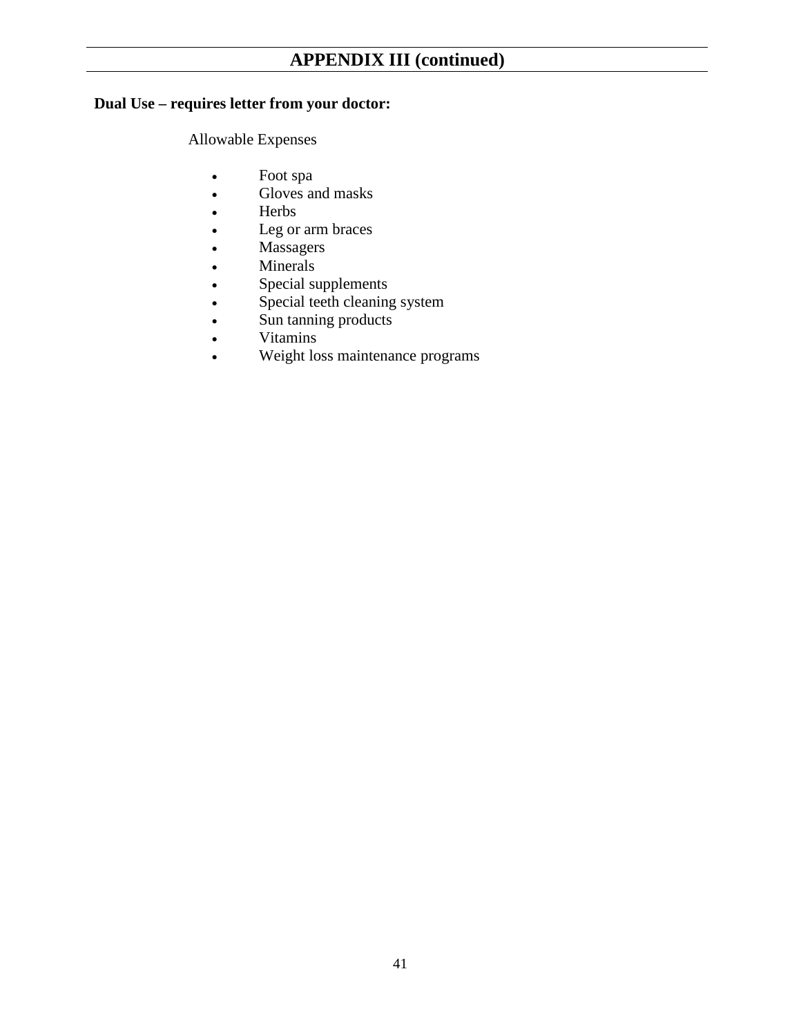## APPENDIX III (continued)

**Dual Use – requires letter from your doctor:**

Allowable Expenses

- Foot spa
- Gloves and masks
- Herbs
- Leg or arm braces
- Massagers
- Minerals
- Special supplements
- Special teeth cleaning system
- Sun tanning products
- Vitamins
- Weight loss maintenance programs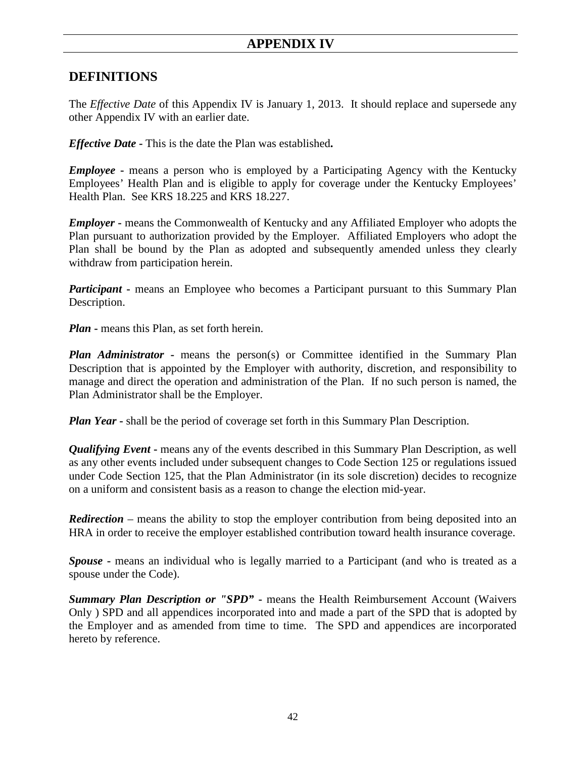# APPENDIX IV

## DEFINITIONS

The *Effective Date* of this Appendix IV is January 1, 2013. It should replace and supersede any other Appendix IV with an earlier date.

***Effective Date*** - This is the date the Plan was established**.**

***Employee*** - means a person who is employed by a Participating Agency with the Kentucky Employees' Health Plan and is eligible to apply for coverage under the Kentucky Employees' Health Plan. See KRS 18.225 and KRS 18.227.

***Employer*** - means the Commonwealth of Kentucky and any Affiliated Employer who adopts the Plan pursuant to authorization provided by the Employer. Affiliated Employers who adopt the Plan shall be bound by the Plan as adopted and subsequently amended unless they clearly withdraw from participation herein.

***Participant*** - means an Employee who becomes a Participant pursuant to this Summary Plan Description.

***Plan*** - means this Plan, as set forth herein.

***Plan Administrator*** - means the person(s) or Committee identified in the Summary Plan Description that is appointed by the Employer with authority, discretion, and responsibility to manage and direct the operation and administration of the Plan. If no such person is named, the Plan Administrator shall be the Employer.

***Plan Year*** - shall be the period of coverage set forth in this Summary Plan Description.

***Qualifying Event*** - means any of the events described in this Summary Plan Description, as well as any other events included under subsequent changes to Code Section 125 or regulations issued under Code Section 125, that the Plan Administrator (in its sole discretion) decides to recognize on a uniform and consistent basis as a reason to change the election mid-year.

***Redirection*** – means the ability to stop the employer contribution from being deposited into an HRA in order to receive the employer established contribution toward health insurance coverage.

***Spouse*** - means an individual who is legally married to a Participant (and who is treated as a spouse under the Code).

***Summary Plan Description or "SPD"*** - means the Health Reimbursement Account (Waivers Only ) SPD and all appendices incorporated into and made a part of the SPD that is adopted by the Employer and as amended from time to time. The SPD and appendices are incorporated hereto by reference.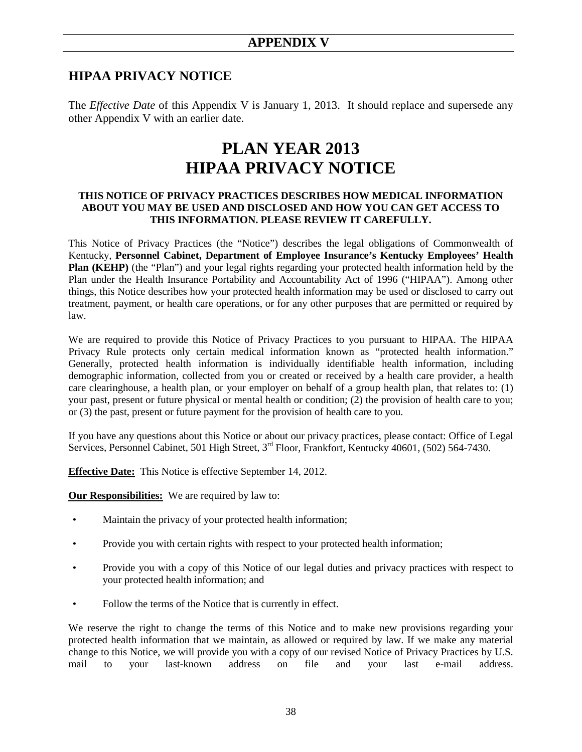# APPENDIX V

## HIPAA PRIVACY NOTICE

The *Effective Date* of this Appendix V is January 1, 2013. It should replace and supersede any other Appendix V with an earlier date.

# PLAN YEAR 2013 HIPAA PRIVACY NOTICE

**THIS NOTICE OF PRIVACY PRACTICES DESCRIBES HOW MEDICAL INFORMATION ABOUT YOU MAY BE USED AND DISCLOSED AND HOW YOU CAN GET ACCESS TO THIS INFORMATION. PLEASE REVIEW IT CAREFULLY.**

This Notice of Privacy Practices (the "Notice") describes the legal obligations of Commonwealth of Kentucky, **Personnel Cabinet, Department of Employee Insurance's Kentucky Employees' Health Plan (KEHP)** (the "Plan") and your legal rights regarding your protected health information held by the Plan under the Health Insurance Portability and Accountability Act of 1996 ("HIPAA"). Among other things, this Notice describes how your protected health information may be used or disclosed to carry out treatment, payment, or health care operations, or for any other purposes that are permitted or required by law.

We are required to provide this Notice of Privacy Practices to you pursuant to HIPAA. The HIPAA Privacy Rule protects only certain medical information known as "protected health information." Generally, protected health information is individually identifiable health information, including demographic information, collected from you or created or received by a health care provider, a health care clearinghouse, a health plan, or your employer on behalf of a group health plan, that relates to: (1) your past, present or future physical or mental health or condition; (2) the provision of health care to you; or (3) the past, present or future payment for the provision of health care to you.

If you have any questions about this Notice or about our privacy practices, please contact: Office of Legal Services, Personnel Cabinet, 501 High Street, 3rd Floor, Frankfort, Kentucky 40601, (502) 564-7430.

**Effective Date:** This Notice is effective September 14, 2012.

**Our Responsibilities:** We are required by law to:

- Maintain the privacy of your protected health information;
- Provide you with certain rights with respect to your protected health information;
- Provide you with a copy of this Notice of our legal duties and privacy practices with respect to your protected health information; and
- Follow the terms of the Notice that is currently in effect.

We reserve the right to change the terms of this Notice and to make new provisions regarding your protected health information that we maintain, as allowed or required by law. If we make any material change to this Notice, we will provide you with a copy of our revised Notice of Privacy Practices by U.S. mail to your last-known address on file and your last e-mail address.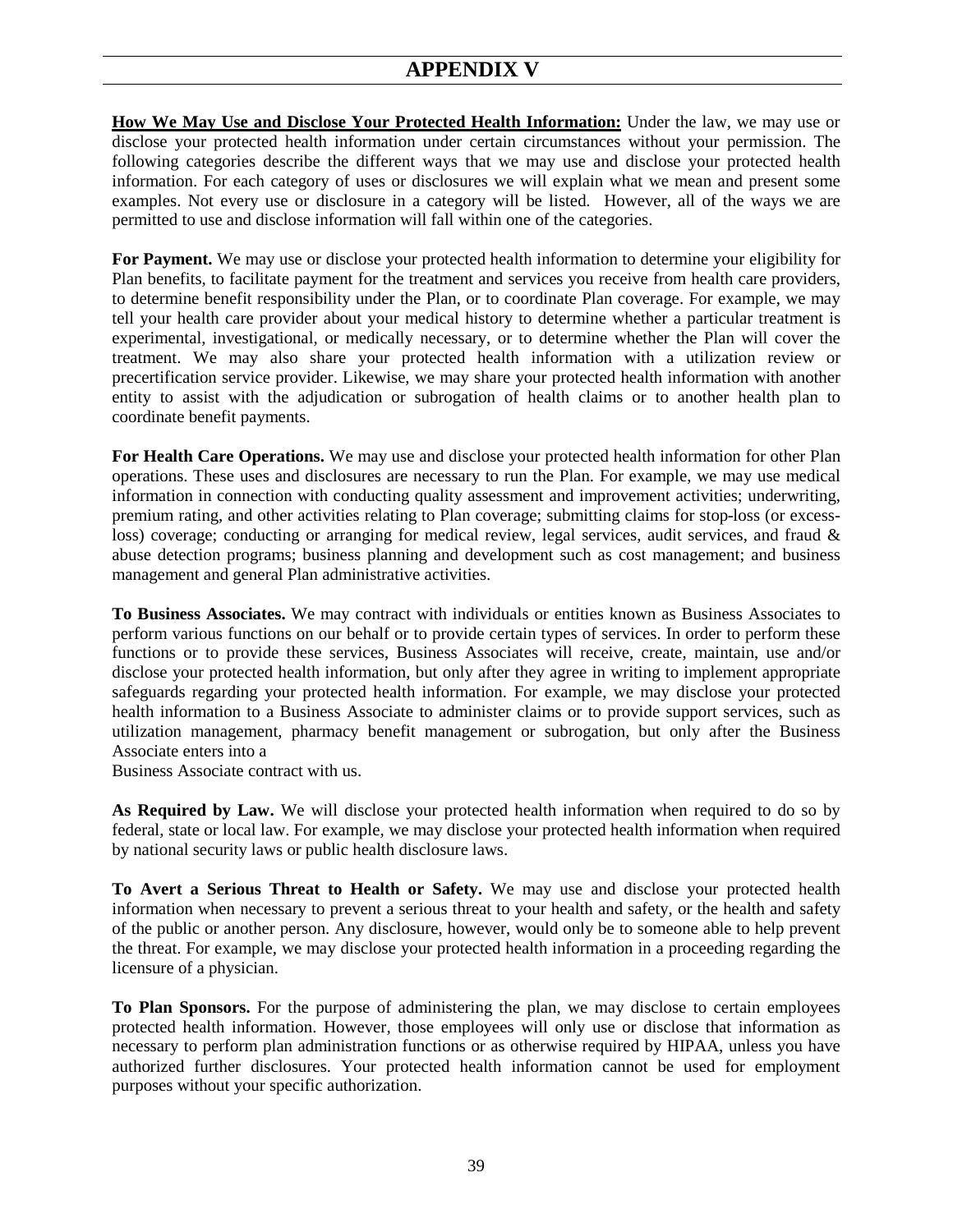# APPENDIX V

**How We May Use and Disclose Your Protected Health Information:** Under the law, we may use or disclose your protected health information under certain circumstances without your permission. The following categories describe the different ways that we may use and disclose your protected health information. For each category of uses or disclosures we will explain what we mean and present some examples. Not every use or disclosure in a category will be listed. However, all of the ways we are permitted to use and disclose information will fall within one of the categories.

**For Payment.** We may use or disclose your protected health information to determine your eligibility for Plan benefits, to facilitate payment for the treatment and services you receive from health care providers, to determine benefit responsibility under the Plan, or to coordinate Plan coverage. For example, we may tell your health care provider about your medical history to determine whether a particular treatment is experimental, investigational, or medically necessary, or to determine whether the Plan will cover the treatment. We may also share your protected health information with a utilization review or precertification service provider. Likewise, we may share your protected health information with another entity to assist with the adjudication or subrogation of health claims or to another health plan to coordinate benefit payments.

**For Health Care Operations.** We may use and disclose your protected health information for other Plan operations. These uses and disclosures are necessary to run the Plan. For example, we may use medical information in connection with conducting quality assessment and improvement activities; underwriting, premium rating, and other activities relating to Plan coverage; submitting claims for stop-loss (or excess-loss) coverage; conducting or arranging for medical review, legal services, audit services, and fraud & abuse detection programs; business planning and development such as cost management; and business management and general Plan administrative activities.

**To Business Associates.** We may contract with individuals or entities known as Business Associates to perform various functions on our behalf or to provide certain types of services. In order to perform these functions or to provide these services, Business Associates will receive, create, maintain, use and/or disclose your protected health information, but only after they agree in writing to implement appropriate safeguards regarding your protected health information. For example, we may disclose your protected health information to a Business Associate to administer claims or to provide support services, such as utilization management, pharmacy benefit management or subrogation, but only after the Business Associate enters into a
Business Associate contract with us.

**As Required by Law.** We will disclose your protected health information when required to do so by federal, state or local law. For example, we may disclose your protected health information when required by national security laws or public health disclosure laws.

**To Avert a Serious Threat to Health or Safety.** We may use and disclose your protected health information when necessary to prevent a serious threat to your health and safety, or the health and safety of the public or another person. Any disclosure, however, would only be to someone able to help prevent the threat. For example, we may disclose your protected health information in a proceeding regarding the licensure of a physician.

**To Plan Sponsors.** For the purpose of administering the plan, we may disclose to certain employees protected health information. However, those employees will only use or disclose that information as necessary to perform plan administration functions or as otherwise required by HIPAA, unless you have authorized further disclosures. Your protected health information cannot be used for employment purposes without your specific authorization.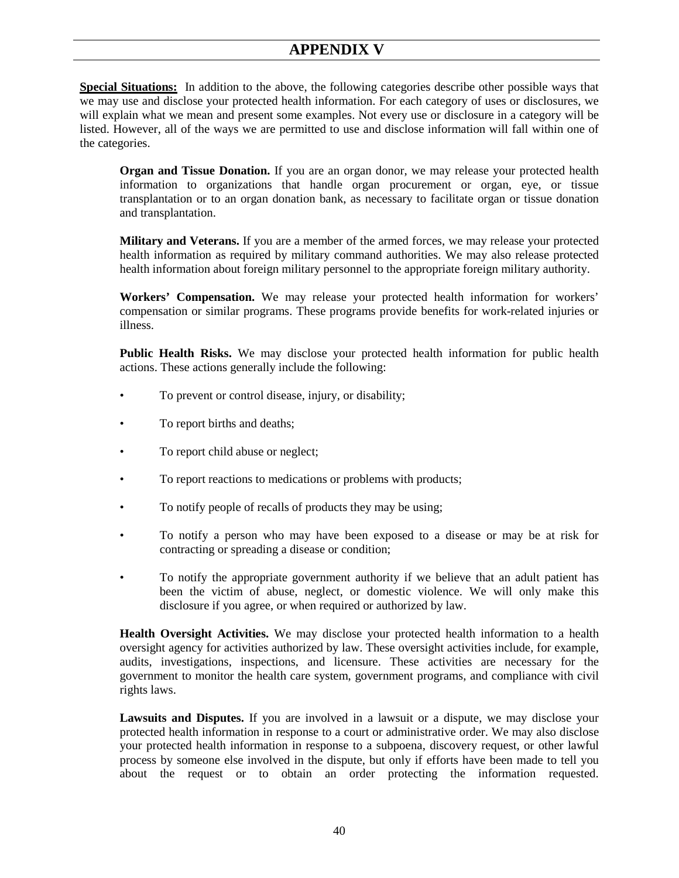# APPENDIX V

**Special Situations:** In addition to the above, the following categories describe other possible ways that we may use and disclose your protected health information. For each category of uses or disclosures, we will explain what we mean and present some examples. Not every use or disclosure in a category will be listed. However, all of the ways we are permitted to use and disclose information will fall within one of the categories.

**Organ and Tissue Donation.** If you are an organ donor, we may release your protected health information to organizations that handle organ procurement or organ, eye, or tissue transplantation or to an organ donation bank, as necessary to facilitate organ or tissue donation and transplantation.

**Military and Veterans.** If you are a member of the armed forces, we may release your protected health information as required by military command authorities. We may also release protected health information about foreign military personnel to the appropriate foreign military authority.

**Workers' Compensation.** We may release your protected health information for workers' compensation or similar programs. These programs provide benefits for work-related injuries or illness.

**Public Health Risks.** We may disclose your protected health information for public health actions. These actions generally include the following:

- To prevent or control disease, injury, or disability;
- To report births and deaths;
- To report child abuse or neglect;
- To report reactions to medications or problems with products;
- To notify people of recalls of products they may be using;
- To notify a person who may have been exposed to a disease or may be at risk for contracting or spreading a disease or condition;
- To notify the appropriate government authority if we believe that an adult patient has been the victim of abuse, neglect, or domestic violence. We will only make this disclosure if you agree, or when required or authorized by law.

**Health Oversight Activities.** We may disclose your protected health information to a health oversight agency for activities authorized by law. These oversight activities include, for example, audits, investigations, inspections, and licensure. These activities are necessary for the government to monitor the health care system, government programs, and compliance with civil rights laws.

**Lawsuits and Disputes.** If you are involved in a lawsuit or a dispute, we may disclose your protected health information in response to a court or administrative order. We may also disclose your protected health information in response to a subpoena, discovery request, or other lawful process by someone else involved in the dispute, but only if efforts have been made to tell you about the request or to obtain an order protecting the information requested.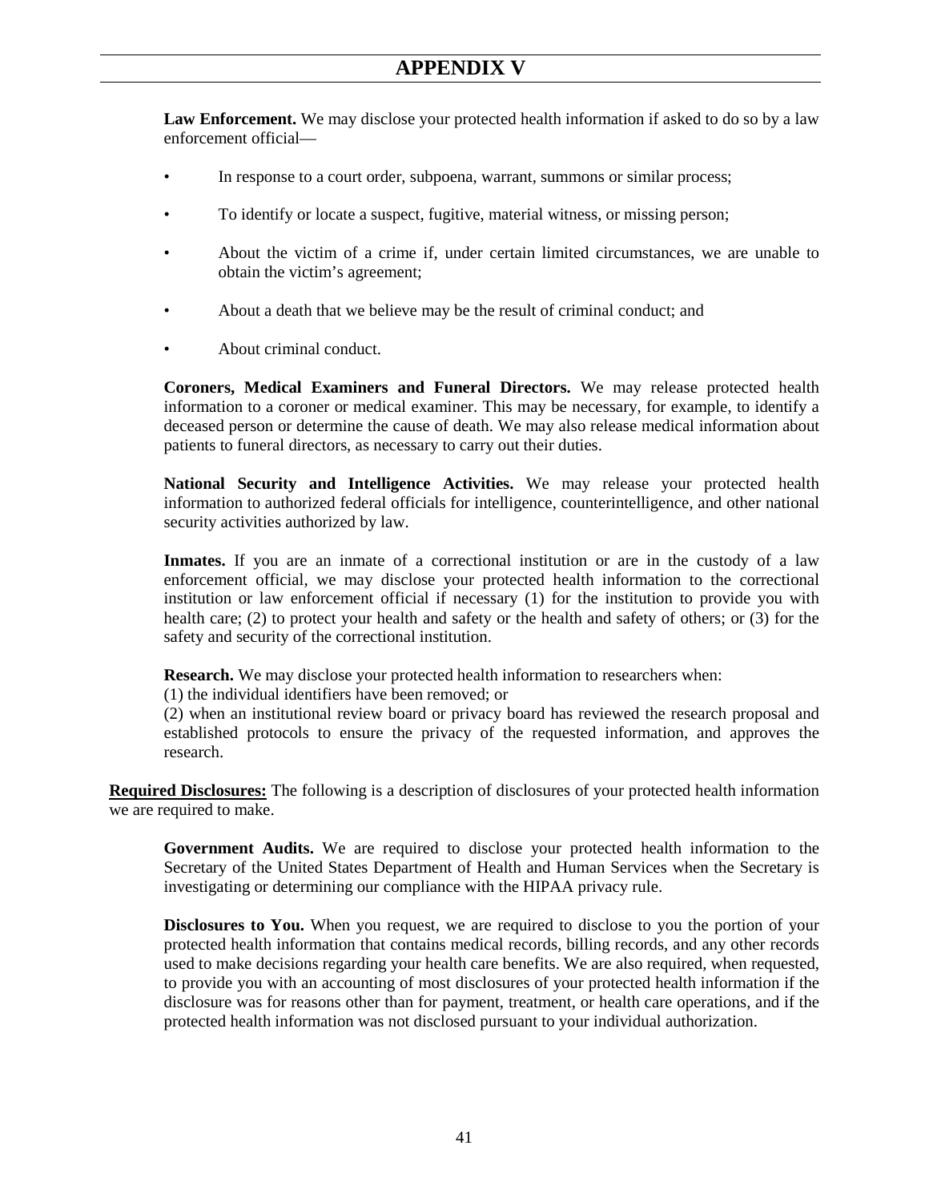# APPENDIX V

**Law Enforcement.** We may disclose your protected health information if asked to do so by a law enforcement official—

- In response to a court order, subpoena, warrant, summons or similar process;
- To identify or locate a suspect, fugitive, material witness, or missing person;
- About the victim of a crime if, under certain limited circumstances, we are unable to obtain the victim's agreement;
- About a death that we believe may be the result of criminal conduct; and
- About criminal conduct.

**Coroners, Medical Examiners and Funeral Directors.** We may release protected health information to a coroner or medical examiner. This may be necessary, for example, to identify a deceased person or determine the cause of death. We may also release medical information about patients to funeral directors, as necessary to carry out their duties.

**National Security and Intelligence Activities.** We may release your protected health information to authorized federal officials for intelligence, counterintelligence, and other national security activities authorized by law.

**Inmates.** If you are an inmate of a correctional institution or are in the custody of a law enforcement official, we may disclose your protected health information to the correctional institution or law enforcement official if necessary (1) for the institution to provide you with health care; (2) to protect your health and safety or the health and safety of others; or (3) for the safety and security of the correctional institution.

**Research.** We may disclose your protected health information to researchers when:
(1) the individual identifiers have been removed; or
(2) when an institutional review board or privacy board has reviewed the research proposal and established protocols to ensure the privacy of the requested information, and approves the research.

**Required Disclosures:** The following is a description of disclosures of your protected health information we are required to make.

**Government Audits.** We are required to disclose your protected health information to the Secretary of the United States Department of Health and Human Services when the Secretary is investigating or determining our compliance with the HIPAA privacy rule.

**Disclosures to You.** When you request, we are required to disclose to you the portion of your protected health information that contains medical records, billing records, and any other records used to make decisions regarding your health care benefits. We are also required, when requested, to provide you with an accounting of most disclosures of your protected health information if the disclosure was for reasons other than for payment, treatment, or health care operations, and if the protected health information was not disclosed pursuant to your individual authorization.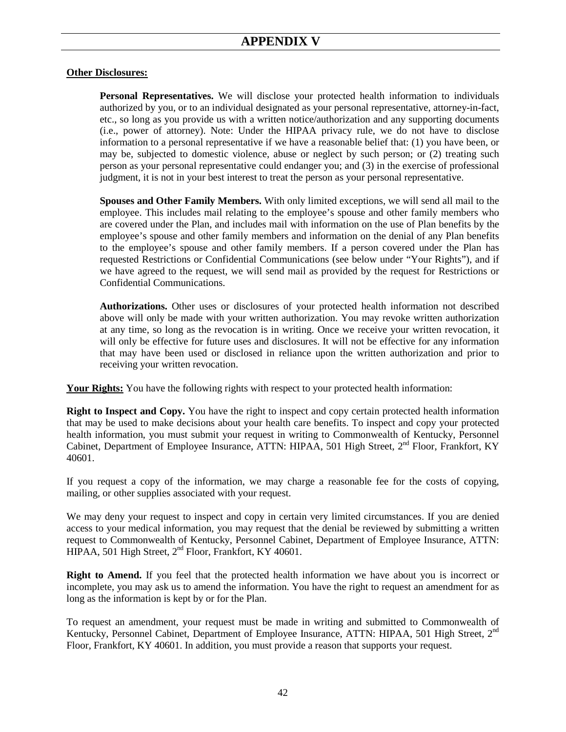# APPENDIX V

**Other Disclosures:**

**Personal Representatives.** We will disclose your protected health information to individuals authorized by you, or to an individual designated as your personal representative, attorney-in-fact, etc., so long as you provide us with a written notice/authorization and any supporting documents (i.e., power of attorney). Note: Under the HIPAA privacy rule, we do not have to disclose information to a personal representative if we have a reasonable belief that: (1) you have been, or may be, subjected to domestic violence, abuse or neglect by such person; or (2) treating such person as your personal representative could endanger you; and (3) in the exercise of professional judgment, it is not in your best interest to treat the person as your personal representative.

**Spouses and Other Family Members.** With only limited exceptions, we will send all mail to the employee. This includes mail relating to the employee's spouse and other family members who are covered under the Plan, and includes mail with information on the use of Plan benefits by the employee's spouse and other family members and information on the denial of any Plan benefits to the employee's spouse and other family members. If a person covered under the Plan has requested Restrictions or Confidential Communications (see below under "Your Rights"), and if we have agreed to the request, we will send mail as provided by the request for Restrictions or Confidential Communications.

**Authorizations.** Other uses or disclosures of your protected health information not described above will only be made with your written authorization. You may revoke written authorization at any time, so long as the revocation is in writing. Once we receive your written revocation, it will only be effective for future uses and disclosures. It will not be effective for any information that may have been used or disclosed in reliance upon the written authorization and prior to receiving your written revocation.

**Your Rights:** You have the following rights with respect to your protected health information:

**Right to Inspect and Copy.** You have the right to inspect and copy certain protected health information that may be used to make decisions about your health care benefits. To inspect and copy your protected health information, you must submit your request in writing to Commonwealth of Kentucky, Personnel Cabinet, Department of Employee Insurance, ATTN: HIPAA, 501 High Street, 2nd Floor, Frankfort, KY 40601.

If you request a copy of the information, we may charge a reasonable fee for the costs of copying, mailing, or other supplies associated with your request.

We may deny your request to inspect and copy in certain very limited circumstances. If you are denied access to your medical information, you may request that the denial be reviewed by submitting a written request to Commonwealth of Kentucky, Personnel Cabinet, Department of Employee Insurance, ATTN: HIPAA, 501 High Street, 2nd Floor, Frankfort, KY 40601.

**Right to Amend.** If you feel that the protected health information we have about you is incorrect or incomplete, you may ask us to amend the information. You have the right to request an amendment for as long as the information is kept by or for the Plan.

To request an amendment, your request must be made in writing and submitted to Commonwealth of Kentucky, Personnel Cabinet, Department of Employee Insurance, ATTN: HIPAA, 501 High Street, 2nd Floor, Frankfort, KY 40601. In addition, you must provide a reason that supports your request.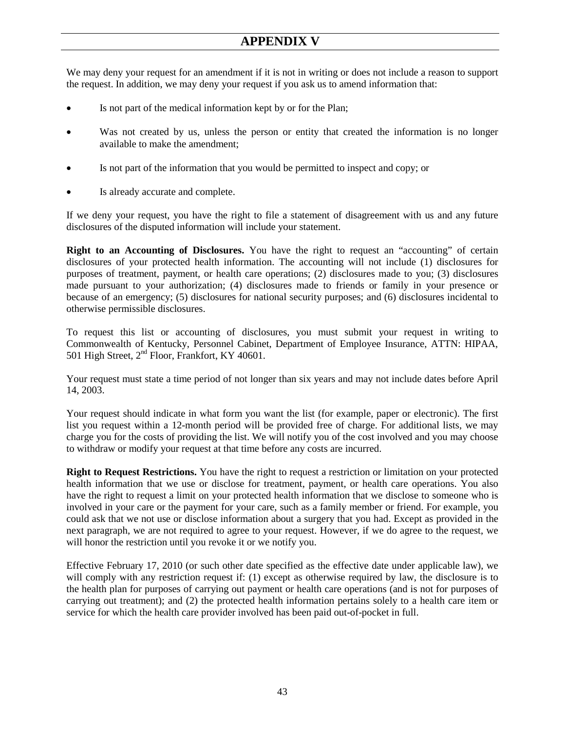# APPENDIX V

We may deny your request for an amendment if it is not in writing or does not include a reason to support the request. In addition, we may deny your request if you ask us to amend information that:

- Is not part of the medical information kept by or for the Plan;
- Was not created by us, unless the person or entity that created the information is no longer available to make the amendment;
- Is not part of the information that you would be permitted to inspect and copy; or
- Is already accurate and complete.

If we deny your request, you have the right to file a statement of disagreement with us and any future disclosures of the disputed information will include your statement.

**Right to an Accounting of Disclosures.** You have the right to request an "accounting" of certain disclosures of your protected health information. The accounting will not include (1) disclosures for purposes of treatment, payment, or health care operations; (2) disclosures made to you; (3) disclosures made pursuant to your authorization; (4) disclosures made to friends or family in your presence or because of an emergency; (5) disclosures for national security purposes; and (6) disclosures incidental to otherwise permissible disclosures.

To request this list or accounting of disclosures, you must submit your request in writing to Commonwealth of Kentucky, Personnel Cabinet, Department of Employee Insurance, ATTN: HIPAA, 501 High Street, 2nd Floor, Frankfort, KY 40601.

Your request must state a time period of not longer than six years and may not include dates before April 14, 2003.

Your request should indicate in what form you want the list (for example, paper or electronic). The first list you request within a 12-month period will be provided free of charge. For additional lists, we may charge you for the costs of providing the list. We will notify you of the cost involved and you may choose to withdraw or modify your request at that time before any costs are incurred.

**Right to Request Restrictions.** You have the right to request a restriction or limitation on your protected health information that we use or disclose for treatment, payment, or health care operations. You also have the right to request a limit on your protected health information that we disclose to someone who is involved in your care or the payment for your care, such as a family member or friend. For example, you could ask that we not use or disclose information about a surgery that you had. Except as provided in the next paragraph, we are not required to agree to your request. However, if we do agree to the request, we will honor the restriction until you revoke it or we notify you.

Effective February 17, 2010 (or such other date specified as the effective date under applicable law), we will comply with any restriction request if: (1) except as otherwise required by law, the disclosure is to the health plan for purposes of carrying out payment or health care operations (and is not for purposes of carrying out treatment); and (2) the protected health information pertains solely to a health care item or service for which the health care provider involved has been paid out-of-pocket in full.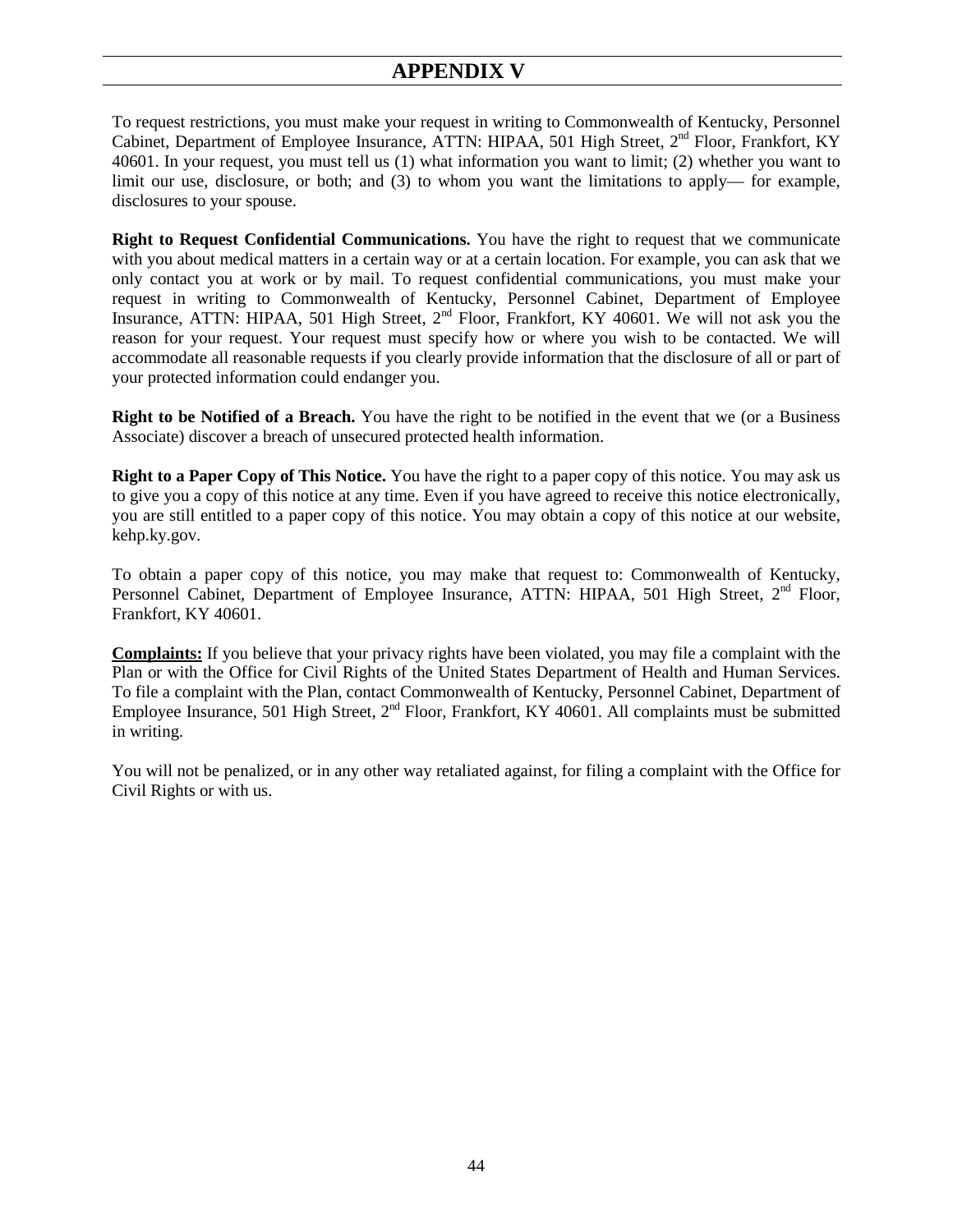# APPENDIX V

To request restrictions, you must make your request in writing to Commonwealth of Kentucky, Personnel Cabinet, Department of Employee Insurance, ATTN: HIPAA, 501 High Street, 2nd Floor, Frankfort, KY 40601. In your request, you must tell us (1) what information you want to limit; (2) whether you want to limit our use, disclosure, or both; and (3) to whom you want the limitations to apply— for example, disclosures to your spouse.

**Right to Request Confidential Communications.** You have the right to request that we communicate with you about medical matters in a certain way or at a certain location. For example, you can ask that we only contact you at work or by mail. To request confidential communications, you must make your request in writing to Commonwealth of Kentucky, Personnel Cabinet, Department of Employee Insurance, ATTN: HIPAA, 501 High Street, 2nd Floor, Frankfort, KY 40601. We will not ask you the reason for your request. Your request must specify how or where you wish to be contacted. We will accommodate all reasonable requests if you clearly provide information that the disclosure of all or part of your protected information could endanger you.

**Right to be Notified of a Breach.** You have the right to be notified in the event that we (or a Business Associate) discover a breach of unsecured protected health information.

**Right to a Paper Copy of This Notice.** You have the right to a paper copy of this notice. You may ask us to give you a copy of this notice at any time. Even if you have agreed to receive this notice electronically, you are still entitled to a paper copy of this notice. You may obtain a copy of this notice at our website, kehp.ky.gov.

To obtain a paper copy of this notice, you may make that request to: Commonwealth of Kentucky, Personnel Cabinet, Department of Employee Insurance, ATTN: HIPAA, 501 High Street, 2nd Floor, Frankfort, KY 40601.

<u>**Complaints:**</u> If you believe that your privacy rights have been violated, you may file a complaint with the Plan or with the Office for Civil Rights of the United States Department of Health and Human Services. To file a complaint with the Plan, contact Commonwealth of Kentucky, Personnel Cabinet, Department of Employee Insurance, 501 High Street, 2nd Floor, Frankfort, KY 40601. All complaints must be submitted in writing.

You will not be penalized, or in any other way retaliated against, for filing a complaint with the Office for Civil Rights or with us.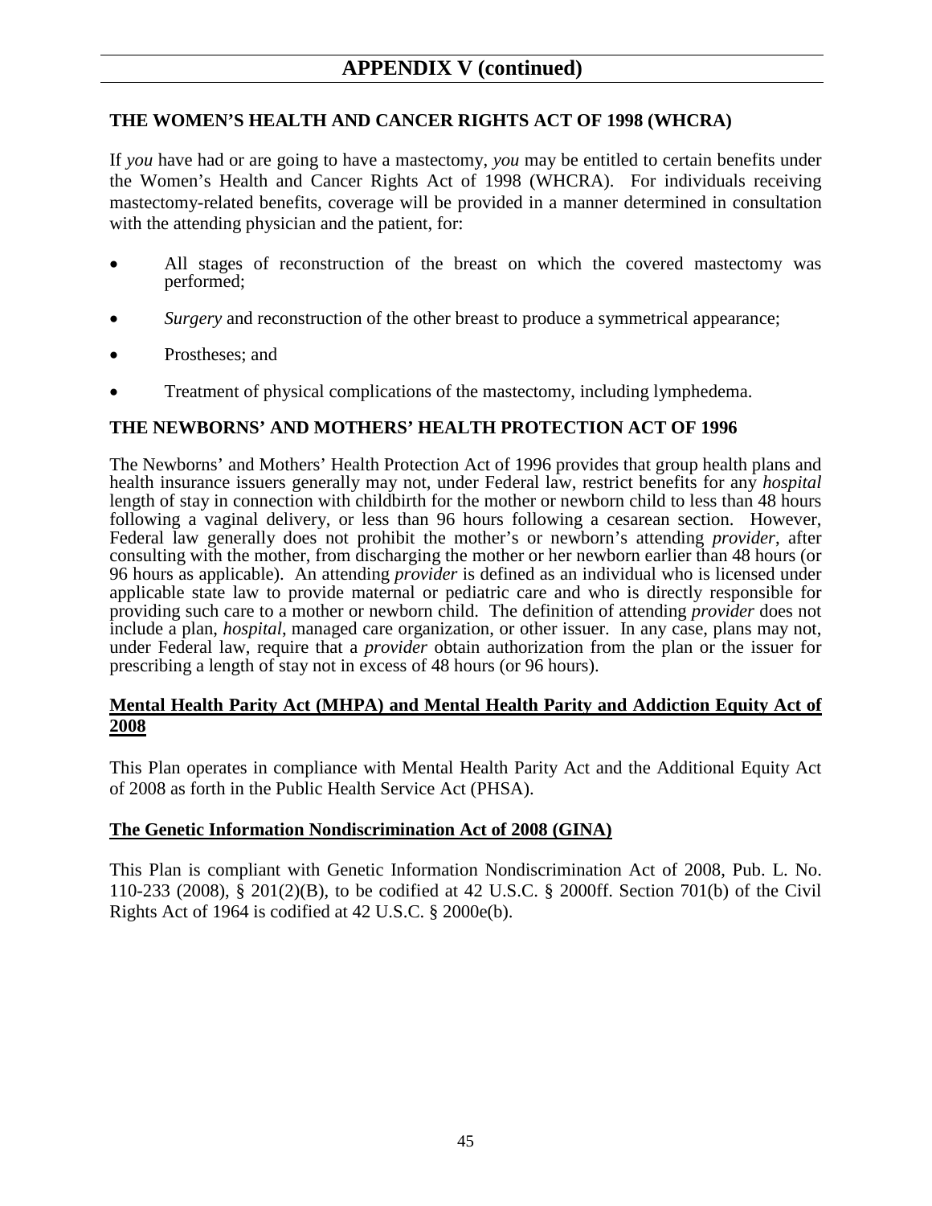## APPENDIX V (continued)

### THE WOMEN'S HEALTH AND CANCER RIGHTS ACT OF 1998 (WHCRA)

If *you* have had or are going to have a mastectomy, *you* may be entitled to certain benefits under the Women's Health and Cancer Rights Act of 1998 (WHCRA). For individuals receiving mastectomy-related benefits, coverage will be provided in a manner determined in consultation with the attending physician and the patient, for:

- All stages of reconstruction of the breast on which the covered mastectomy was performed;
- *Surgery* and reconstruction of the other breast to produce a symmetrical appearance;
- Prostheses; and
- Treatment of physical complications of the mastectomy, including lymphedema.

### THE NEWBORNS' AND MOTHERS' HEALTH PROTECTION ACT OF 1996

The Newborns' and Mothers' Health Protection Act of 1996 provides that group health plans and health insurance issuers generally may not, under Federal law, restrict benefits for any *hospital* length of stay in connection with childbirth for the mother or newborn child to less than 48 hours following a vaginal delivery, or less than 96 hours following a cesarean section. However, Federal law generally does not prohibit the mother's or newborn's attending *provider*, after consulting with the mother, from discharging the mother or her newborn earlier than 48 hours (or 96 hours as applicable). An attending *provider* is defined as an individual who is licensed under applicable state law to provide maternal or pediatric care and who is directly responsible for providing such care to a mother or newborn child. The definition of attending *provider* does not include a plan, *hospital*, managed care organization, or other issuer. In any case, plans may not, under Federal law, require that a *provider* obtain authorization from the plan or the issuer for prescribing a length of stay not in excess of 48 hours (or 96 hours).

### Mental Health Parity Act (MHPA) and Mental Health Parity and Addiction Equity Act of 2008

This Plan operates in compliance with Mental Health Parity Act and the Additional Equity Act of 2008 as forth in the Public Health Service Act (PHSA).

### The Genetic Information Nondiscrimination Act of 2008 (GINA)

This Plan is compliant with Genetic Information Nondiscrimination Act of 2008, Pub. L. No. 110-233 (2008), § 201(2)(B), to be codified at 42 U.S.C. § 2000ff. Section 701(b) of the Civil Rights Act of 1964 is codified at 42 U.S.C. § 2000e(b).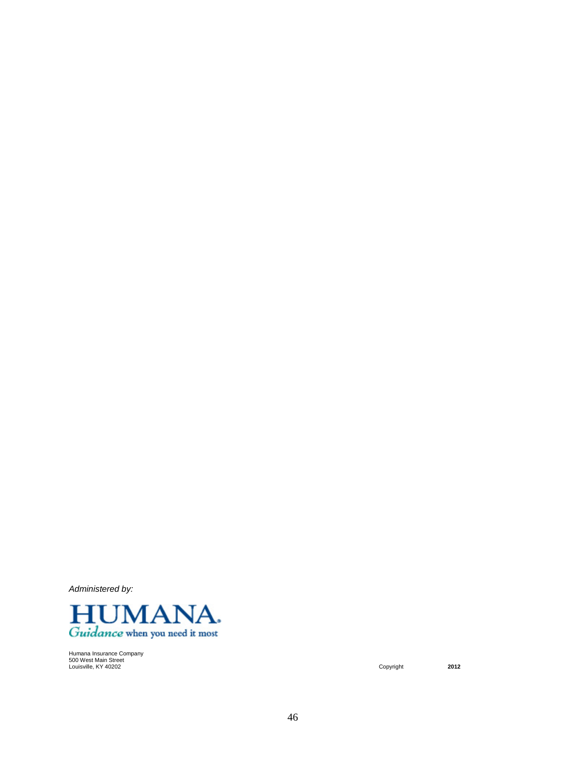*Administered by:*

HUMANA.
*Guidance* when you need it most

Humana Insurance Company
500 West Main Street
Louisville, KY 40202

Copyright **2012**